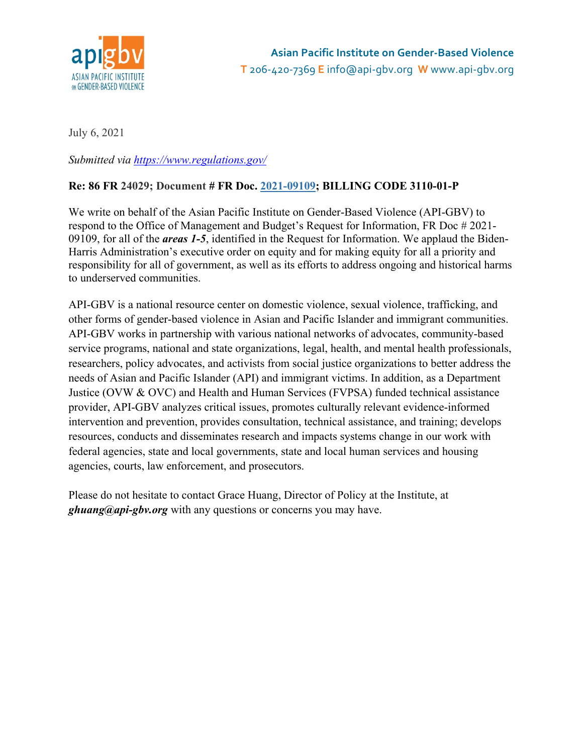**Asian Pacific Institute on Gender-Based Violence**
T 206-420-7369 E info@api-gbv.org W www.api-gbv.org

July 6, 2021

*Submitted via https://www.regulations.gov/*

**Re: 86 FR 24029; Document # FR Doc. 2021-09109; BILLING CODE 3110-01-P**

We write on behalf of the Asian Pacific Institute on Gender-Based Violence (API-GBV) to respond to the Office of Management and Budget's Request for Information, FR Doc # 2021-09109, for all of the ***areas 1-5***, identified in the Request for Information. We applaud the Biden-Harris Administration's executive order on equity and for making equity for all a priority and responsibility for all of government, as well as its efforts to address ongoing and historical harms to underserved communities.

API-GBV is a national resource center on domestic violence, sexual violence, trafficking, and other forms of gender-based violence in Asian and Pacific Islander and immigrant communities. API-GBV works in partnership with various national networks of advocates, community-based service programs, national and state organizations, legal, health, and mental health professionals, researchers, policy advocates, and activists from social justice organizations to better address the needs of Asian and Pacific Islander (API) and immigrant victims. In addition, as a Department Justice (OVW & OVC) and Health and Human Services (FVPSA) funded technical assistance provider, API-GBV analyzes critical issues, promotes culturally relevant evidence-informed intervention and prevention, provides consultation, technical assistance, and training; develops resources, conducts and disseminates research and impacts systems change in our work with federal agencies, state and local governments, state and local human services and housing agencies, courts, law enforcement, and prosecutors.

Please do not hesitate to contact Grace Huang, Director of Policy at the Institute, at ***ghuang@api-gbv.org*** with any questions or concerns you may have.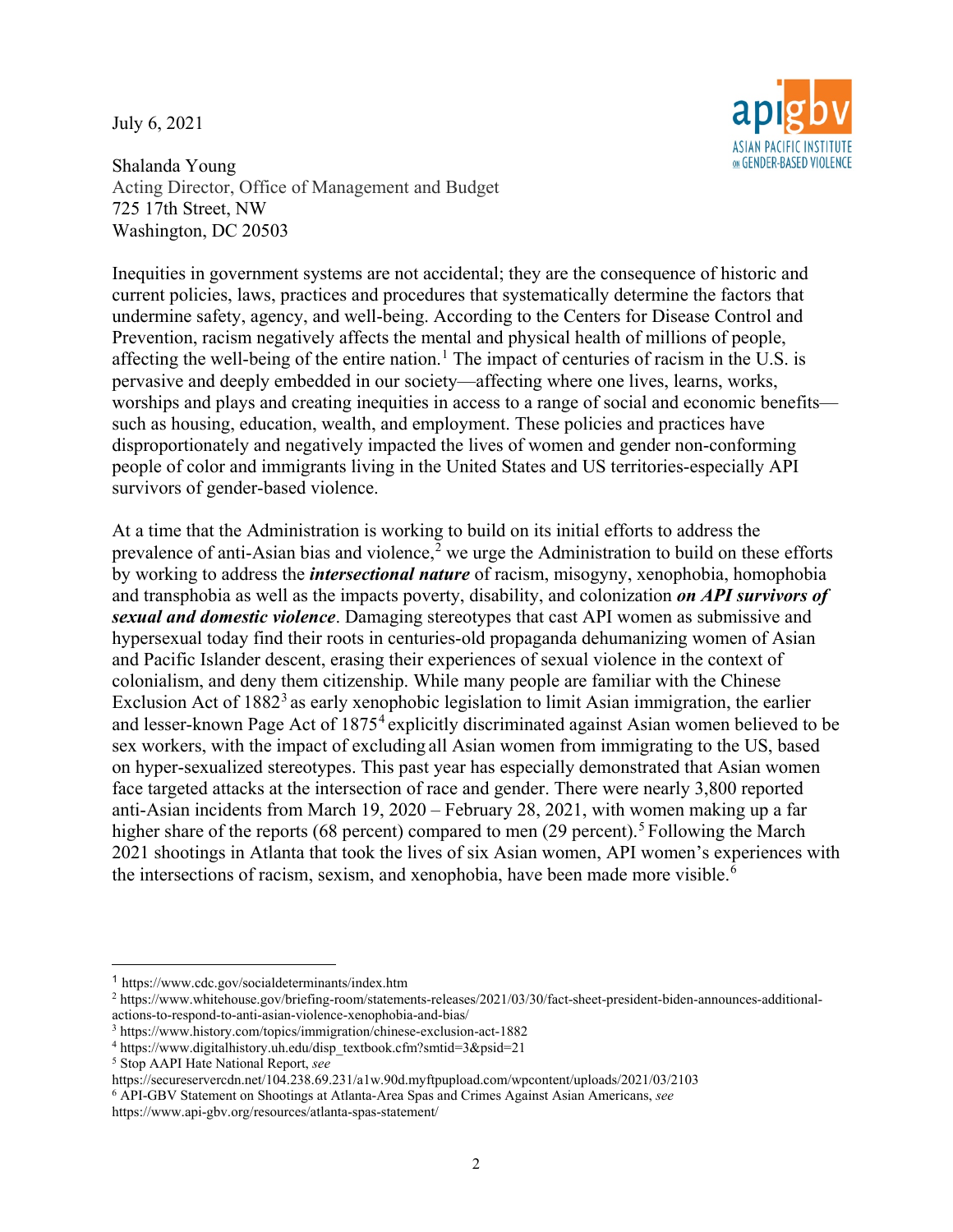July 6, 2021

Shalanda Young
Acting Director, Office of Management and Budget
725 17th Street, NW
Washington, DC 20503

Inequities in government systems are not accidental; they are the consequence of historic and current policies, laws, practices and procedures that systematically determine the factors that undermine safety, agency, and well-being. According to the Centers for Disease Control and Prevention, racism negatively affects the mental and physical health of millions of people, affecting the well-being of the entire nation.[1] The impact of centuries of racism in the U.S. is pervasive and deeply embedded in our society—affecting where one lives, learns, works, worships and plays and creating inequities in access to a range of social and economic benefits—such as housing, education, wealth, and employment. These policies and practices have disproportionately and negatively impacted the lives of women and gender non-conforming people of color and immigrants living in the United States and US territories-especially API survivors of gender-based violence.

At a time that the Administration is working to build on its initial efforts to address the prevalence of anti-Asian bias and violence,[2] we urge the Administration to build on these efforts by working to address the ***intersectional nature*** of racism, misogyny, xenophobia, homophobia and transphobia as well as the impacts poverty, disability, and colonization ***on API survivors of sexual and domestic violence***. Damaging stereotypes that cast API women as submissive and hypersexual today find their roots in centuries-old propaganda dehumanizing women of Asian and Pacific Islander descent, erasing their experiences of sexual violence in the context of colonialism, and deny them citizenship. While many people are familiar with the Chinese Exclusion Act of 1882[3] as early xenophobic legislation to limit Asian immigration, the earlier and lesser-known Page Act of 1875[4] explicitly discriminated against Asian women believed to be sex workers, with the impact of excluding all Asian women from immigrating to the US, based on hyper-sexualized stereotypes. This past year has especially demonstrated that Asian women face targeted attacks at the intersection of race and gender. There were nearly 3,800 reported anti-Asian incidents from March 19, 2020 – February 28, 2021, with women making up a far higher share of the reports (68 percent) compared to men (29 percent).[5] Following the March 2021 shootings in Atlanta that took the lives of six Asian women, API women's experiences with the intersections of racism, sexism, and xenophobia, have been made more visible.[6]

---

[1] https://www.cdc.gov/socialdeterminants/index.htm
[2] https://www.whitehouse.gov/briefing-room/statements-releases/2021/03/30/fact-sheet-president-biden-announces-additional-actions-to-respond-to-anti-asian-violence-xenophobia-and-bias/
[3] https://www.history.com/topics/immigration/chinese-exclusion-act-1882
[4] https://www.digitalhistory.uh.edu/disp_textbook.cfm?smtid=3&psid=21
[5] Stop AAPI Hate National Report, *see* https://secureservercdn.net/104.238.69.231/a1w.90d.myftpupload.com/wpcontent/uploads/2021/03/2103
[6] API-GBV Statement on Shootings at Atlanta-Area Spas and Crimes Against Asian Americans, *see* https://www.api-gbv.org/resources/atlanta-spas-statement/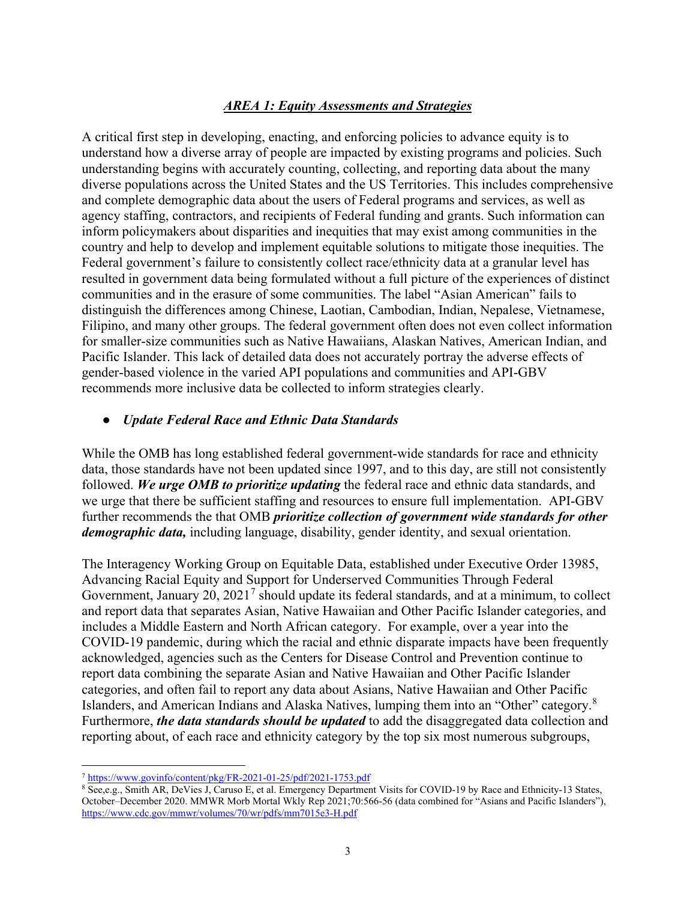## ***AREA 1: Equity Assessments and Strategies***

A critical first step in developing, enacting, and enforcing policies to advance equity is to understand how a diverse array of people are impacted by existing programs and policies. Such understanding begins with accurately counting, collecting, and reporting data about the many diverse populations across the United States and the US Territories. This includes comprehensive and complete demographic data about the users of Federal programs and services, as well as agency staffing, contractors, and recipients of Federal funding and grants. Such information can inform policymakers about disparities and inequities that may exist among communities in the country and help to develop and implement equitable solutions to mitigate those inequities. The Federal government's failure to consistently collect race/ethnicity data at a granular level has resulted in government data being formulated without a full picture of the experiences of distinct communities and in the erasure of some communities. The label "Asian American" fails to distinguish the differences among Chinese, Laotian, Cambodian, Indian, Nepalese, Vietnamese, Filipino, and many other groups. The federal government often does not even collect information for smaller-size communities such as Native Hawaiians, Alaskan Natives, American Indian, and Pacific Islander. This lack of detailed data does not accurately portray the adverse effects of gender-based violence in the varied API populations and communities and API-GBV recommends more inclusive data be collected to inform strategies clearly.

- ***Update Federal Race and Ethnic Data Standards***

While the OMB has long established federal government-wide standards for race and ethnicity data, those standards have not been updated since 1997, and to this day, are still not consistently followed. ***We urge OMB to prioritize updating*** the federal race and ethnic data standards, and we urge that there be sufficient staffing and resources to ensure full implementation. API-GBV further recommends the that OMB ***prioritize collection of government wide standards for other demographic data,*** including language, disability, gender identity, and sexual orientation.

The Interagency Working Group on Equitable Data, established under Executive Order 13985, Advancing Racial Equity and Support for Underserved Communities Through Federal Government, January 20, 2021[7] should update its federal standards, and at a minimum, to collect and report data that separates Asian, Native Hawaiian and Other Pacific Islander categories, and includes a Middle Eastern and North African category. For example, over a year into the COVID-19 pandemic, during which the racial and ethnic disparate impacts have been frequently acknowledged, agencies such as the Centers for Disease Control and Prevention continue to report data combining the separate Asian and Native Hawaiian and Other Pacific Islander categories, and often fail to report any data about Asians, Native Hawaiian and Other Pacific Islanders, and American Indians and Alaska Natives, lumping them into an "Other" category.[8] Furthermore, ***the data standards should be updated*** to add the disaggregated data collection and reporting about, of each race and ethnicity category by the top six most numerous subgroups,

---

[7] https://www.govinfo/content/pkg/FR-2021-01-25/pdf/2021-1753.pdf

[8] See,e.g., Smith AR, DeVies J, Caruso E, et al. Emergency Department Visits for COVID-19 by Race and Ethnicity-13 States, October–December 2020. MMWR Morb Mortal Wkly Rep 2021;70:566-56 (data combined for "Asians and Pacific Islanders"), https://www.cdc.gov/mmwr/volumes/70/wr/pdfs/mm7015e3-H.pdf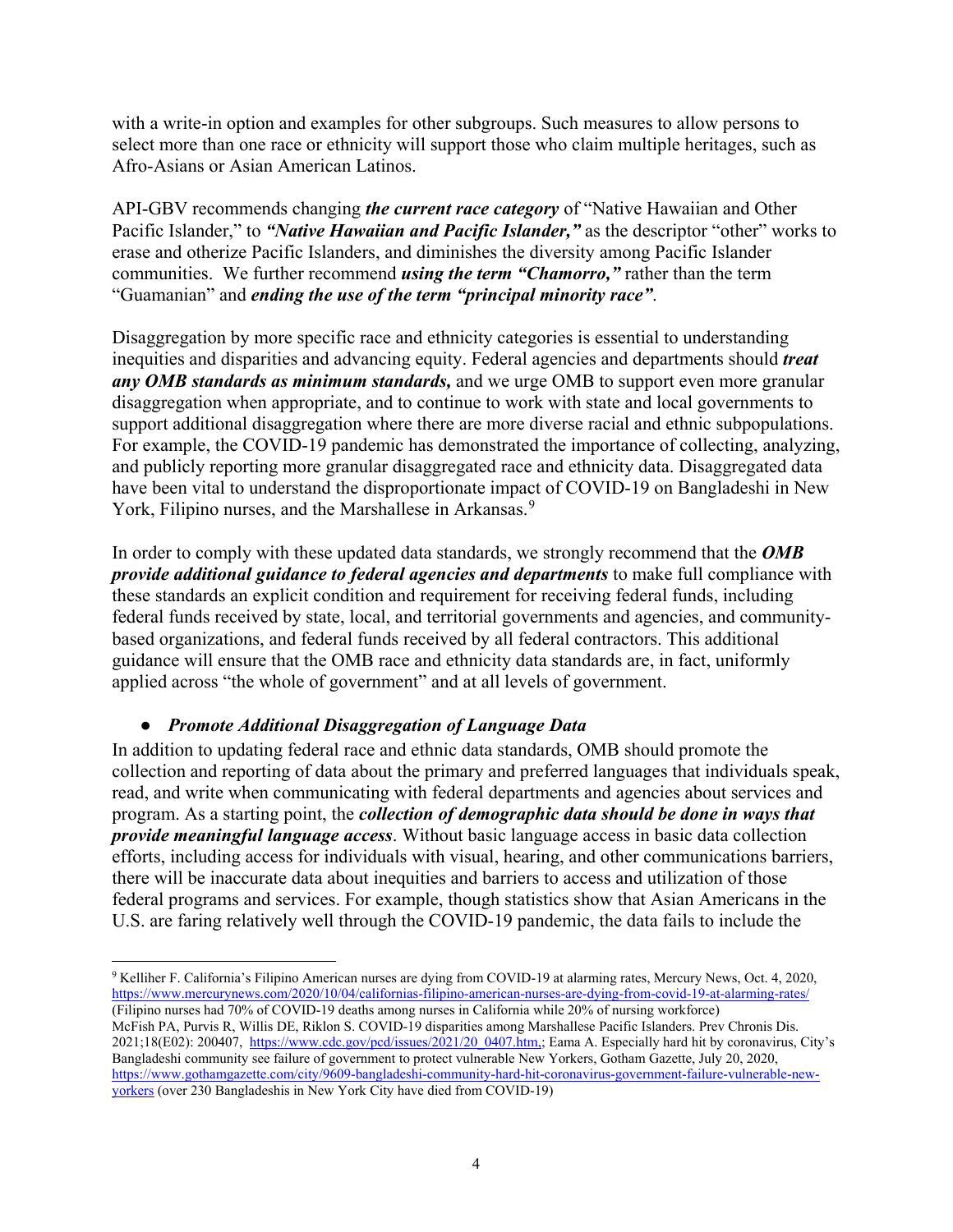with a write-in option and examples for other subgroups. Such measures to allow persons to select more than one race or ethnicity will support those who claim multiple heritages, such as Afro-Asians or Asian American Latinos.

API-GBV recommends changing ***the current race category*** of "Native Hawaiian and Other Pacific Islander," to ***"Native Hawaiian and Pacific Islander,"*** as the descriptor "other" works to erase and otherize Pacific Islanders, and diminishes the diversity among Pacific Islander communities. We further recommend ***using the term "Chamorro,"*** rather than the term "Guamanian" and ***ending the use of the term "principal minority race"***.

Disaggregation by more specific race and ethnicity categories is essential to understanding inequities and disparities and advancing equity. Federal agencies and departments should ***treat any OMB standards as minimum standards,*** and we urge OMB to support even more granular disaggregation when appropriate, and to continue to work with state and local governments to support additional disaggregation where there are more diverse racial and ethnic subpopulations. For example, the COVID-19 pandemic has demonstrated the importance of collecting, analyzing, and publicly reporting more granular disaggregated race and ethnicity data. Disaggregated data have been vital to understand the disproportionate impact of COVID-19 on Bangladeshi in New York, Filipino nurses, and the Marshallese in Arkansas.[9]

In order to comply with these updated data standards, we strongly recommend that the ***OMB provide additional guidance to federal agencies and departments*** to make full compliance with these standards an explicit condition and requirement for receiving federal funds, including federal funds received by state, local, and territorial governments and agencies, and community-based organizations, and federal funds received by all federal contractors. This additional guidance will ensure that the OMB race and ethnicity data standards are, in fact, uniformly applied across "the whole of government" and at all levels of government.

- ***Promote Additional Disaggregation of Language Data***

In addition to updating federal race and ethnic data standards, OMB should promote the collection and reporting of data about the primary and preferred languages that individuals speak, read, and write when communicating with federal departments and agencies about services and program. As a starting point, the ***collection of demographic data should be done in ways that provide meaningful language access***. Without basic language access in basic data collection efforts, including access for individuals with visual, hearing, and other communications barriers, there will be inaccurate data about inequities and barriers to access and utilization of those federal programs and services. For example, though statistics show that Asian Americans in the U.S. are faring relatively well through the COVID-19 pandemic, the data fails to include the

---

[9] Kelliher F. California's Filipino American nurses are dying from COVID-19 at alarming rates, Mercury News, Oct. 4, 2020, https://www.mercurynews.com/2020/10/04/californias-filipino-american-nurses-are-dying-from-covid-19-at-alarming-rates/ (Filipino nurses had 70% of COVID-19 deaths among nurses in California while 20% of nursing workforce) McFish PA, Purvis R, Willis DE, Riklon S. COVID-19 disparities among Marshallese Pacific Islanders. Prev Chronis Dis. 2021;18(E02): 200407, https://www.cdc.gov/pcd/issues/2021/20_0407.htm,; Eama A. Especially hard hit by coronavirus, City's Bangladeshi community see failure of government to protect vulnerable New Yorkers, Gotham Gazette, July 20, 2020, https://www.gothamgazette.com/city/9609-bangladeshi-community-hard-hit-coronavirus-government-failure-vulnerable-new-yorkers (over 230 Bangladeshis in New York City have died from COVID-19)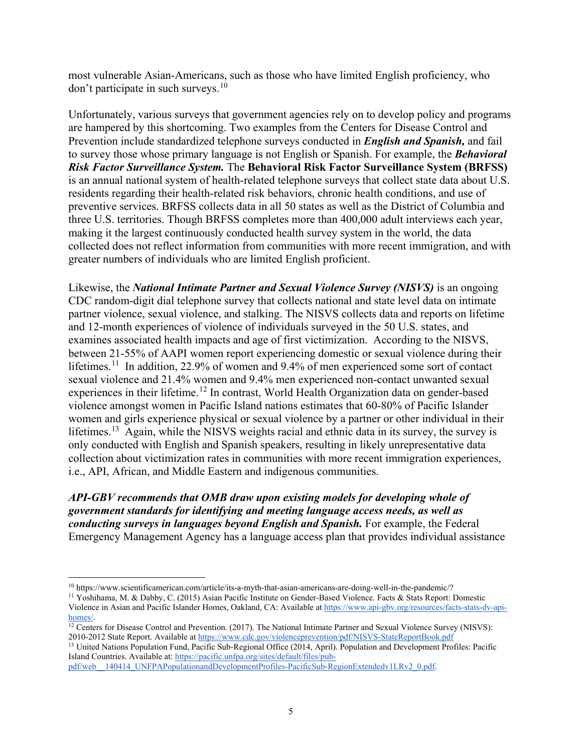most vulnerable Asian-Americans, such as those who have limited English proficiency, who don't participate in such surveys.[10]

Unfortunately, various surveys that government agencies rely on to develop policy and programs are hampered by this shortcoming. Two examples from the Centers for Disease Control and Prevention include standardized telephone surveys conducted in ***English and Spanish,*** and fail to survey those whose primary language is not English or Spanish. For example, the ***Behavioral Risk Factor Surveillance System.*** The **Behavioral Risk Factor Surveillance System (BRFSS)** is an annual national system of health-related telephone surveys that collect state data about U.S. residents regarding their health-related risk behaviors, chronic health conditions, and use of preventive services. BRFSS collects data in all 50 states as well as the District of Columbia and three U.S. territories. Though BRFSS completes more than 400,000 adult interviews each year, making it the largest continuously conducted health survey system in the world, the data collected does not reflect information from communities with more recent immigration, and with greater numbers of individuals who are limited English proficient.

Likewise, the ***National Intimate Partner and Sexual Violence Survey (NISVS)*** is an ongoing CDC random-digit dial telephone survey that collects national and state level data on intimate partner violence, sexual violence, and stalking. The NISVS collects data and reports on lifetime and 12-month experiences of violence of individuals surveyed in the 50 U.S. states, and examines associated health impacts and age of first victimization. According to the NISVS, between 21-55% of AAPI women report experiencing domestic or sexual violence during their lifetimes.[11] In addition, 22.9% of women and 9.4% of men experienced some sort of contact sexual violence and 21.4% women and 9.4% men experienced non-contact unwanted sexual experiences in their lifetime.[12] In contrast, World Health Organization data on gender-based violence amongst women in Pacific Island nations estimates that 60-80% of Pacific Islander women and girls experience physical or sexual violence by a partner or other individual in their lifetimes.[13] Again, while the NISVS weights racial and ethnic data in its survey, the survey is only conducted with English and Spanish speakers, resulting in likely unrepresentative data collection about victimization rates in communities with more recent immigration experiences, i.e., API, African, and Middle Eastern and indigenous communities.

***API-GBV recommends that OMB draw upon existing models for developing whole of government standards for identifying and meeting language access needs, as well as conducting surveys in languages beyond English and Spanish.*** For example, the Federal Emergency Management Agency has a language access plan that provides individual assistance

---

[10] https://www.scientificamerican.com/article/its-a-myth-that-asian-americans-are-doing-well-in-the-pandemic/?

[11] Yoshihama, M. & Dabby, C. (2015) Asian Pacific Institute on Gender-Based Violence. Facts & Stats Report: Domestic Violence in Asian and Pacific Islander Homes, Oakland, CA: Available at https://www.api-gbv.org/resources/facts-stats-dv-api-homes/.

[12] Centers for Disease Control and Prevention. (2017). The National Intimate Partner and Sexual Violence Survey (NISVS): 2010-2012 State Report. Available at https://www.cdc.gov/violenceprevention/pdf/NISVS-StateReportBook.pdf

[13] United Nations Population Fund, Pacific Sub-Regional Office (2014, April). Population and Development Profiles: Pacific Island Countries. Available at: https://pacific.unfpa.org/sites/default/files/pub-pdf/web__140414_UNFPAPopulationandDevelopmentProfiles-PacificSub-RegionExtendedv1LRv2_0.pdf.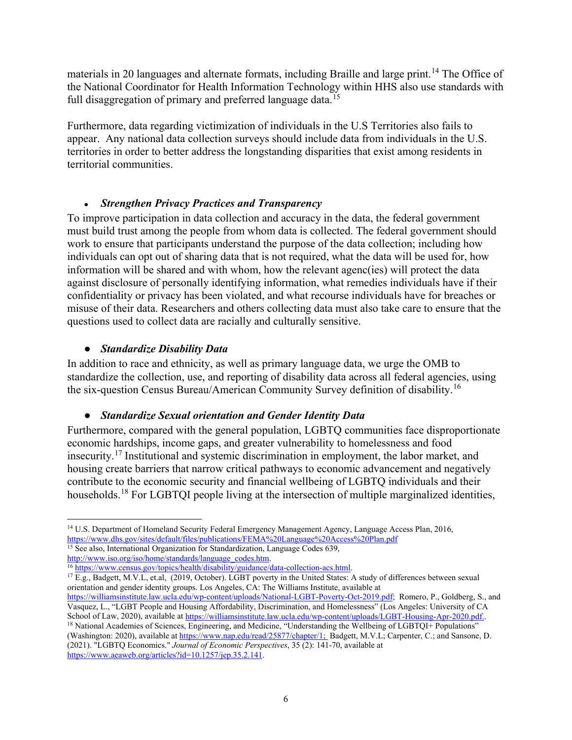materials in 20 languages and alternate formats, including Braille and large print.[14] The Office of the National Coordinator for Health Information Technology within HHS also use standards with full disaggregation of primary and preferred language data.[15]

Furthermore, data regarding victimization of individuals in the U.S Territories also fails to appear. Any national data collection surveys should include data from individuals in the U.S. territories in order to better address the longstanding disparities that exist among residents in territorial communities.

- ***Strengthen Privacy Practices and Transparency***

To improve participation in data collection and accuracy in the data, the federal government must build trust among the people from whom data is collected. The federal government should work to ensure that participants understand the purpose of the data collection; including how individuals can opt out of sharing data that is not required, what the data will be used for, how information will be shared and with whom, how the relevant agenc(ies) will protect the data against disclosure of personally identifying information, what remedies individuals have if their confidentiality or privacy has been violated, and what recourse individuals have for breaches or misuse of their data. Researchers and others collecting data must also take care to ensure that the questions used to collect data are racially and culturally sensitive.

- ***Standardize Disability Data***

In addition to race and ethnicity, as well as primary language data, we urge the OMB to standardize the collection, use, and reporting of disability data across all federal agencies, using the six-question Census Bureau/American Community Survey definition of disability.[16]

- ***Standardize Sexual orientation and Gender Identity Data***

Furthermore, compared with the general population, LGBTQ communities face disproportionate economic hardships, income gaps, and greater vulnerability to homelessness and food insecurity.[17] Institutional and systemic discrimination in employment, the labor market, and housing create barriers that narrow critical pathways to economic advancement and negatively contribute to the economic security and financial wellbeing of LGBTQ individuals and their households.[18] For LGBTQI people living at the intersection of multiple marginalized identities,

---

[14] U.S. Department of Homeland Security Federal Emergency Management Agency, Language Access Plan, 2016, https://www.dhs.gov/sites/default/files/publications/FEMA%20Language%20Access%20Plan.pdf

[15] See also, International Organization for Standardization, Language Codes 639, http://www.iso.org/iso/home/standards/language_codes.htm.

[16] https://www.census.gov/topics/health/disability/guidance/data-collection-acs.html.

[17] E.g., Badgett, M.V.L, et.al, (2019, October). LGBT poverty in the United States: A study of differences between sexual orientation and gender identity groups. Los Angeles, CA: The Williams Institute, available at https://williamsinstitute.law.ucla.edu/wp-content/uploads/National-LGBT-Poverty-Oct-2019.pdf; Romero, P., Goldberg, S., and Vasquez, L., "LGBT People and Housing Affordability, Discrimination, and Homelessness" (Los Angeles: University of CA School of Law, 2020), available at https://williamsinstitute.law.ucla.edu/wp-content/uploads/LGBT-Housing-Apr-2020.pdf..

[18] National Academies of Sciences, Engineering, and Medicine, "Understanding the Wellbeing of LGBTQI+ Populations" (Washington: 2020), available at https://www.nap.edu/read/25877/chapter/1; Badgett, M.V.L; Carpenter, C.; and Sansone, D. (2021). "LGBTQ Economics." *Journal of Economic Perspectives*, 35 (2): 141-70, available at https://www.aeaweb.org/articles?id=10.1257/jep.35.2.141.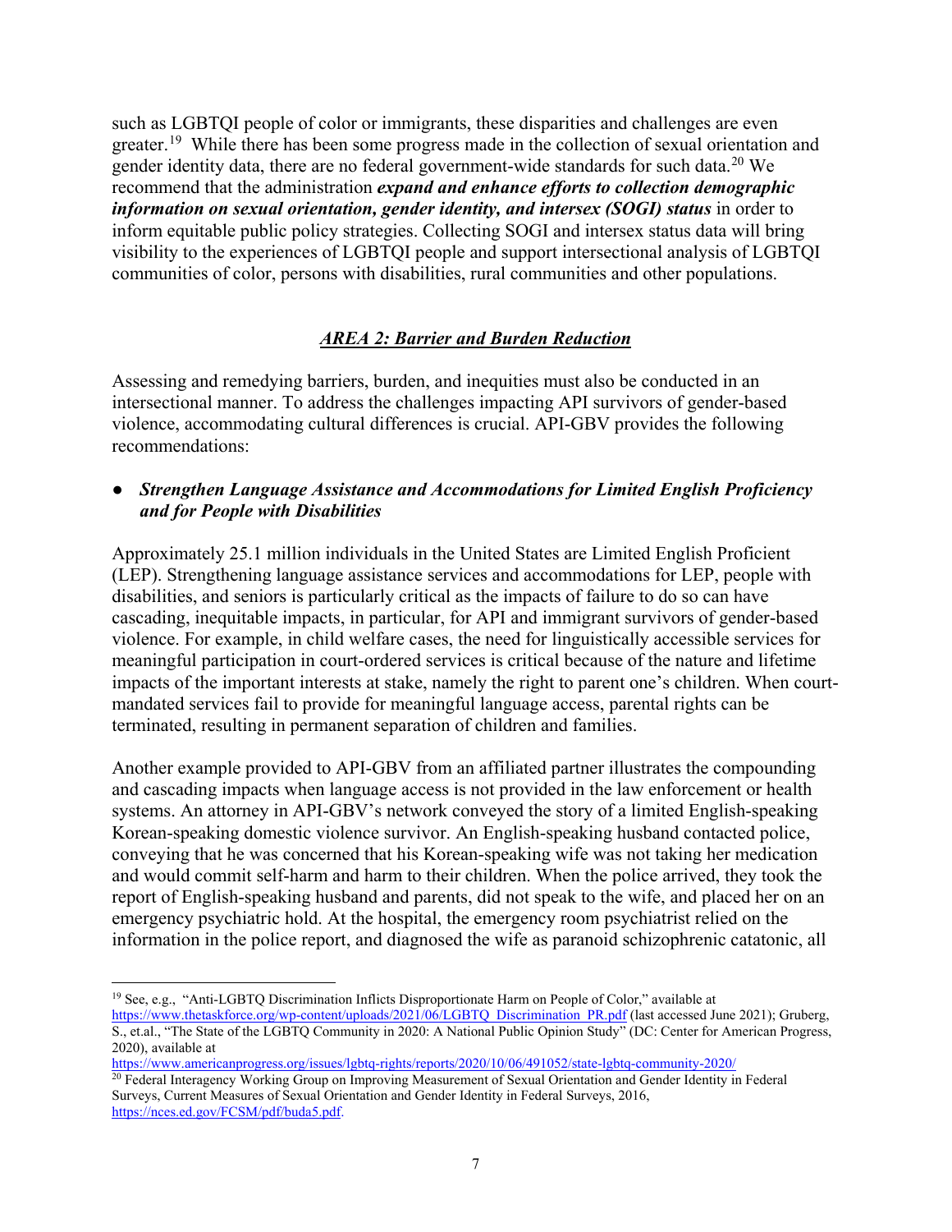such as LGBTQI people of color or immigrants, these disparities and challenges are even greater.[19] While there has been some progress made in the collection of sexual orientation and gender identity data, there are no federal government-wide standards for such data.[20] We recommend that the administration ***expand and enhance efforts to collection demographic information on sexual orientation, gender identity, and intersex (SOGI) status*** in order to inform equitable public policy strategies. Collecting SOGI and intersex status data will bring visibility to the experiences of LGBTQI people and support intersectional analysis of LGBTQI communities of color, persons with disabilities, rural communities and other populations.

## ***AREA 2: Barrier and Burden Reduction***

Assessing and remedying barriers, burden, and inequities must also be conducted in an intersectional manner. To address the challenges impacting API survivors of gender-based violence, accommodating cultural differences is crucial. API-GBV provides the following recommendations:

- ***Strengthen Language Assistance and Accommodations for Limited English Proficiency and for People with Disabilities***

Approximately 25.1 million individuals in the United States are Limited English Proficient (LEP). Strengthening language assistance services and accommodations for LEP, people with disabilities, and seniors is particularly critical as the impacts of failure to do so can have cascading, inequitable impacts, in particular, for API and immigrant survivors of gender-based violence. For example, in child welfare cases, the need for linguistically accessible services for meaningful participation in court-ordered services is critical because of the nature and lifetime impacts of the important interests at stake, namely the right to parent one's children. When court-mandated services fail to provide for meaningful language access, parental rights can be terminated, resulting in permanent separation of children and families.

Another example provided to API-GBV from an affiliated partner illustrates the compounding and cascading impacts when language access is not provided in the law enforcement or health systems. An attorney in API-GBV's network conveyed the story of a limited English-speaking Korean-speaking domestic violence survivor. An English-speaking husband contacted police, conveying that he was concerned that his Korean-speaking wife was not taking her medication and would commit self-harm and harm to their children. When the police arrived, they took the report of English-speaking husband and parents, did not speak to the wife, and placed her on an emergency psychiatric hold. At the hospital, the emergency room psychiatrist relied on the information in the police report, and diagnosed the wife as paranoid schizophrenic catatonic, all

---

[19] See, e.g., "Anti-LGBTQ Discrimination Inflicts Disproportionate Harm on People of Color," available at https://www.thetaskforce.org/wp-content/uploads/2021/06/LGBTQ_Discrimination_PR.pdf (last accessed June 2021); Gruberg, S., et.al., "The State of the LGBTQ Community in 2020: A National Public Opinion Study" (DC: Center for American Progress, 2020), available at https://www.americanprogress.org/issues/lgbtq-rights/reports/2020/10/06/491052/state-lgbtq-community-2020/

[20] Federal Interagency Working Group on Improving Measurement of Sexual Orientation and Gender Identity in Federal Surveys, Current Measures of Sexual Orientation and Gender Identity in Federal Surveys, 2016, https://nces.ed.gov/FCSM/pdf/buda5.pdf.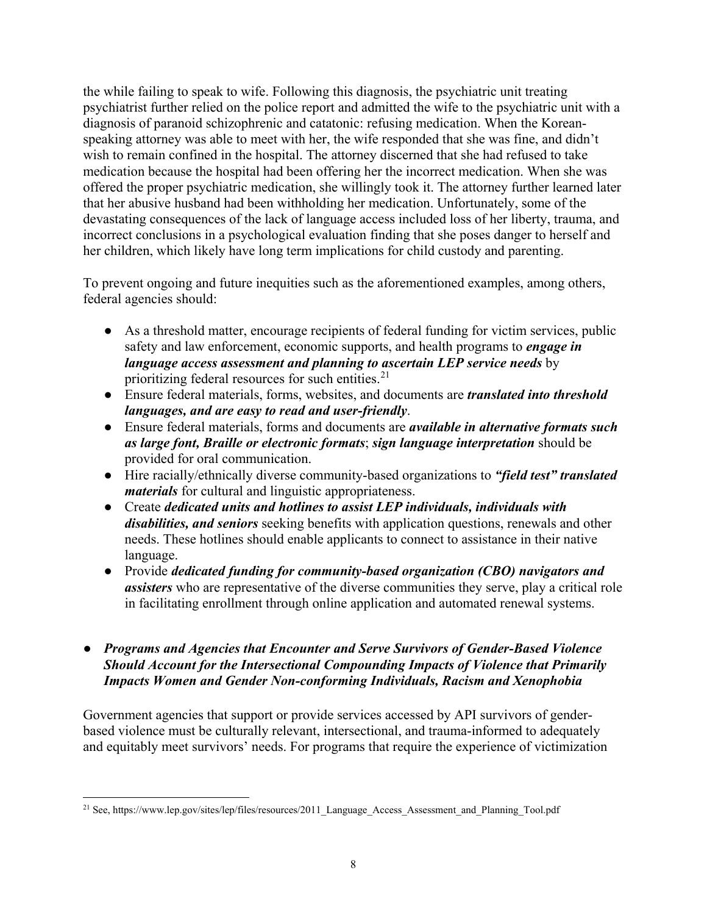the while failing to speak to wife. Following this diagnosis, the psychiatric unit treating psychiatrist further relied on the police report and admitted the wife to the psychiatric unit with a diagnosis of paranoid schizophrenic and catatonic: refusing medication. When the Korean-speaking attorney was able to meet with her, the wife responded that she was fine, and didn't wish to remain confined in the hospital. The attorney discerned that she had refused to take medication because the hospital had been offering her the incorrect medication. When she was offered the proper psychiatric medication, she willingly took it. The attorney further learned later that her abusive husband had been withholding her medication. Unfortunately, some of the devastating consequences of the lack of language access included loss of her liberty, trauma, and incorrect conclusions in a psychological evaluation finding that she poses danger to herself and her children, which likely have long term implications for child custody and parenting.

To prevent ongoing and future inequities such as the aforementioned examples, among others, federal agencies should:

- As a threshold matter, encourage recipients of federal funding for victim services, public safety and law enforcement, economic supports, and health programs to ***engage in language access assessment and planning to ascertain LEP service needs*** by prioritizing federal resources for such entities.[21]
- Ensure federal materials, forms, websites, and documents are ***translated into threshold languages, and are easy to read and user-friendly***.
- Ensure federal materials, forms and documents are ***available in alternative formats such as large font, Braille or electronic formats***; ***sign language interpretation*** should be provided for oral communication.
- Hire racially/ethnically diverse community-based organizations to ***"field test" translated materials*** for cultural and linguistic appropriateness.
- Create ***dedicated units and hotlines to assist LEP individuals, individuals with disabilities, and seniors*** seeking benefits with application questions, renewals and other needs. These hotlines should enable applicants to connect to assistance in their native language.
- Provide ***dedicated funding for community-based organization (CBO) navigators and assisters*** who are representative of the diverse communities they serve, play a critical role in facilitating enrollment through online application and automated renewal systems.

- ***Programs and Agencies that Encounter and Serve Survivors of Gender-Based Violence Should Account for the Intersectional Compounding Impacts of Violence that Primarily Impacts Women and Gender Non-conforming Individuals, Racism and Xenophobia***

Government agencies that support or provide services accessed by API survivors of gender-based violence must be culturally relevant, intersectional, and trauma-informed to adequately and equitably meet survivors' needs. For programs that require the experience of victimization

[21] See, https://www.lep.gov/sites/lep/files/resources/2011_Language_Access_Assessment_and_Planning_Tool.pdf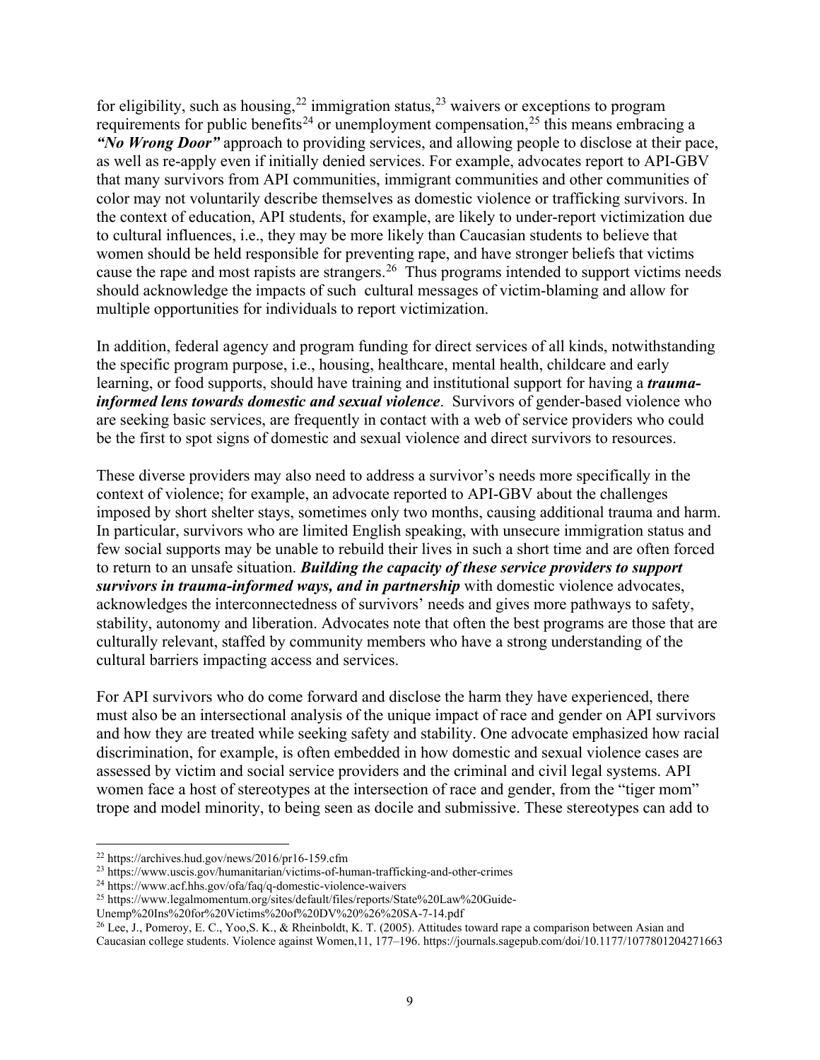for eligibility, such as housing,[22] immigration status,[23] waivers or exceptions to program requirements for public benefits[24] or unemployment compensation,[25] this means embracing a ***"No Wrong Door"*** approach to providing services, and allowing people to disclose at their pace, as well as re-apply even if initially denied services. For example, advocates report to API-GBV that many survivors from API communities, immigrant communities and other communities of color may not voluntarily describe themselves as domestic violence or trafficking survivors. In the context of education, API students, for example, are likely to under-report victimization due to cultural influences, i.e., they may be more likely than Caucasian students to believe that women should be held responsible for preventing rape, and have stronger beliefs that victims cause the rape and most rapists are strangers.[26] Thus programs intended to support victims needs should acknowledge the impacts of such cultural messages of victim-blaming and allow for multiple opportunities for individuals to report victimization.

In addition, federal agency and program funding for direct services of all kinds, notwithstanding the specific program purpose, i.e., housing, healthcare, mental health, childcare and early learning, or food supports, should have training and institutional support for having a ***trauma-informed lens towards domestic and sexual violence***. Survivors of gender-based violence who are seeking basic services, are frequently in contact with a web of service providers who could be the first to spot signs of domestic and sexual violence and direct survivors to resources.

These diverse providers may also need to address a survivor's needs more specifically in the context of violence; for example, an advocate reported to API-GBV about the challenges imposed by short shelter stays, sometimes only two months, causing additional trauma and harm. In particular, survivors who are limited English speaking, with unsecure immigration status and few social supports may be unable to rebuild their lives in such a short time and are often forced to return to an unsafe situation. ***Building the capacity of these service providers to support survivors in trauma-informed ways, and in partnership*** with domestic violence advocates, acknowledges the interconnectedness of survivors' needs and gives more pathways to safety, stability, autonomy and liberation. Advocates note that often the best programs are those that are culturally relevant, staffed by community members who have a strong understanding of the cultural barriers impacting access and services.

For API survivors who do come forward and disclose the harm they have experienced, there must also be an intersectional analysis of the unique impact of race and gender on API survivors and how they are treated while seeking safety and stability. One advocate emphasized how racial discrimination, for example, is often embedded in how domestic and sexual violence cases are assessed by victim and social service providers and the criminal and civil legal systems. API women face a host of stereotypes at the intersection of race and gender, from the "tiger mom" trope and model minority, to being seen as docile and submissive. These stereotypes can add to

---

[22] https://archives.hud.gov/news/2016/pr16-159.cfm

[23] https://www.uscis.gov/humanitarian/victims-of-human-trafficking-and-other-crimes

[24] https://www.acf.hhs.gov/ofa/faq/q-domestic-violence-waivers

[25] https://www.legalmomentum.org/sites/default/files/reports/State%20Law%20Guide-Unemp%20Ins%20for%20Victims%20of%20DV%20%26%20SA-7-14.pdf

[26] Lee, J., Pomeroy, E. C., Yoo,S. K., & Rheinboldt, K. T. (2005). Attitudes toward rape a comparison between Asian and Caucasian college students. Violence against Women,11, 177–196. https://journals.sagepub.com/doi/10.1177/1077801204271663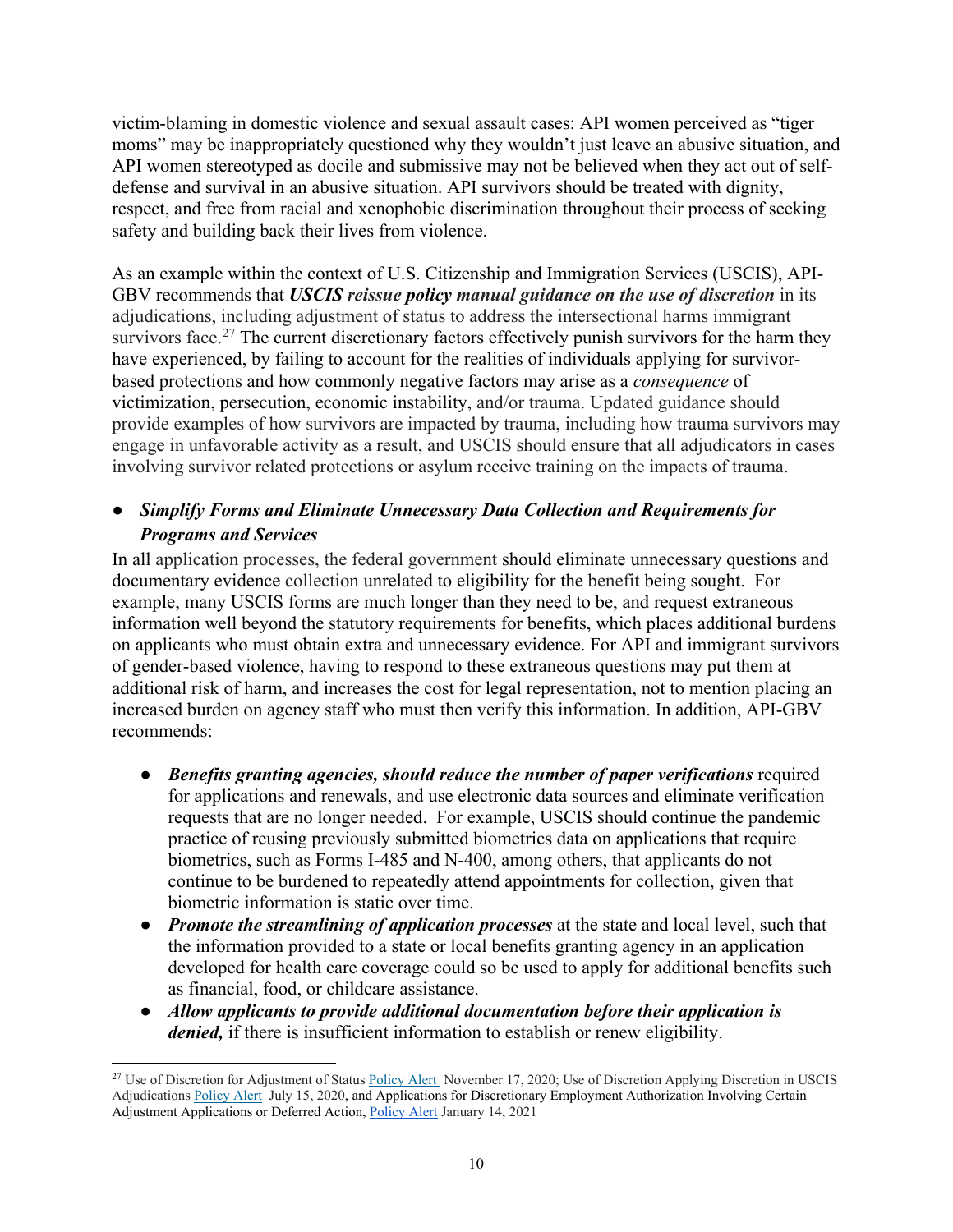victim-blaming in domestic violence and sexual assault cases: API women perceived as "tiger moms" may be inappropriately questioned why they wouldn't just leave an abusive situation, and API women stereotyped as docile and submissive may not be believed when they act out of self-defense and survival in an abusive situation. API survivors should be treated with dignity, respect, and free from racial and xenophobic discrimination throughout their process of seeking safety and building back their lives from violence.

As an example within the context of U.S. Citizenship and Immigration Services (USCIS), API-GBV recommends that ***USCIS reissue policy manual guidance on the use of discretion*** in its adjudications, including adjustment of status to address the intersectional harms immigrant survivors face.[27] The current discretionary factors effectively punish survivors for the harm they have experienced, by failing to account for the realities of individuals applying for survivor-based protections and how commonly negative factors may arise as a *consequence* of victimization, persecution, economic instability, and/or trauma. Updated guidance should provide examples of how survivors are impacted by trauma, including how trauma survivors may engage in unfavorable activity as a result, and USCIS should ensure that all adjudicators in cases involving survivor related protections or asylum receive training on the impacts of trauma.

- ***Simplify Forms and Eliminate Unnecessary Data Collection and Requirements for Programs and Services***

In all application processes, the federal government should eliminate unnecessary questions and documentary evidence collection unrelated to eligibility for the benefit being sought. For example, many USCIS forms are much longer than they need to be, and request extraneous information well beyond the statutory requirements for benefits, which places additional burdens on applicants who must obtain extra and unnecessary evidence. For API and immigrant survivors of gender-based violence, having to respond to these extraneous questions may put them at additional risk of harm, and increases the cost for legal representation, not to mention placing an increased burden on agency staff who must then verify this information. In addition, API-GBV recommends:

- ***Benefits granting agencies, should reduce the number of paper verifications*** required for applications and renewals, and use electronic data sources and eliminate verification requests that are no longer needed. For example, USCIS should continue the pandemic practice of reusing previously submitted biometrics data on applications that require biometrics, such as Forms I-485 and N-400, among others, that applicants do not continue to be burdened to repeatedly attend appointments for collection, given that biometric information is static over time.
- ***Promote the streamlining of application processes*** at the state and local level, such that the information provided to a state or local benefits granting agency in an application developed for health care coverage could so be used to apply for additional benefits such as financial, food, or childcare assistance.
- ***Allow applicants to provide additional documentation before their application is denied,*** if there is insufficient information to establish or renew eligibility.

---

[27] Use of Discretion for Adjustment of Status Policy Alert November 17, 2020; Use of Discretion Applying Discretion in USCIS Adjudications Policy Alert July 15, 2020, and Applications for Discretionary Employment Authorization Involving Certain Adjustment Applications or Deferred Action, Policy Alert January 14, 2021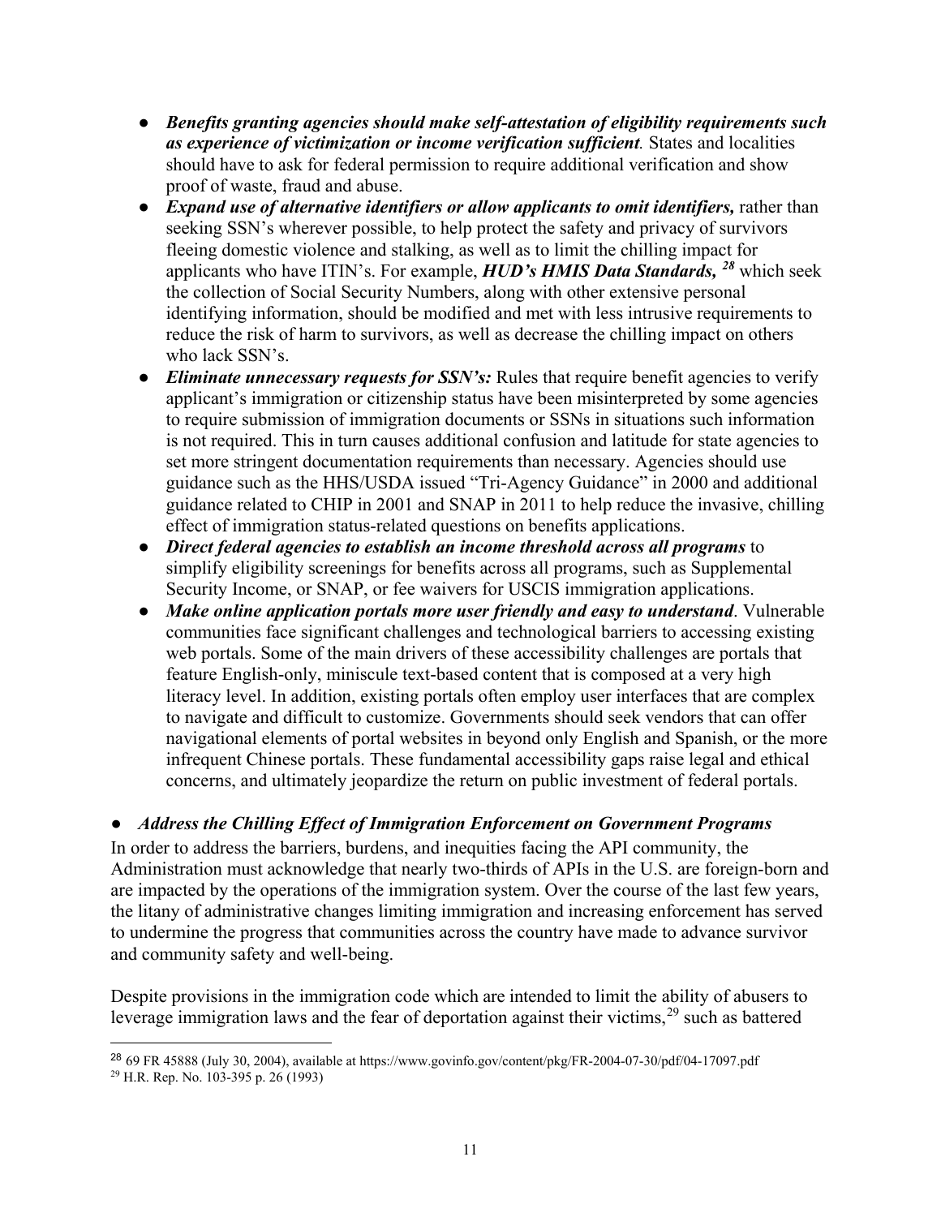- ***Benefits granting agencies should make self-attestation of eligibility requirements such as experience of victimization or income verification sufficient***. States and localities should have to ask for federal permission to require additional verification and show proof of waste, fraud and abuse.
- ***Expand use of alternative identifiers or allow applicants to omit identifiers,*** rather than seeking SSN's wherever possible, to help protect the safety and privacy of survivors fleeing domestic violence and stalking, as well as to limit the chilling impact for applicants who have ITIN's. For example, ***HUD's HMIS Data Standards,*** [28] which seek the collection of Social Security Numbers, along with other extensive personal identifying information, should be modified and met with less intrusive requirements to reduce the risk of harm to survivors, as well as decrease the chilling impact on others who lack SSN's.
- ***Eliminate unnecessary requests for SSN's:*** Rules that require benefit agencies to verify applicant's immigration or citizenship status have been misinterpreted by some agencies to require submission of immigration documents or SSNs in situations such information is not required. This in turn causes additional confusion and latitude for state agencies to set more stringent documentation requirements than necessary. Agencies should use guidance such as the HHS/USDA issued "Tri-Agency Guidance" in 2000 and additional guidance related to CHIP in 2001 and SNAP in 2011 to help reduce the invasive, chilling effect of immigration status-related questions on benefits applications.
- ***Direct federal agencies to establish an income threshold across all programs*** to simplify eligibility screenings for benefits across all programs, such as Supplemental Security Income, or SNAP, or fee waivers for USCIS immigration applications.
- ***Make online application portals more user friendly and easy to understand***. Vulnerable communities face significant challenges and technological barriers to accessing existing web portals. Some of the main drivers of these accessibility challenges are portals that feature English-only, miniscule text-based content that is composed at a very high literacy level. In addition, existing portals often employ user interfaces that are complex to navigate and difficult to customize. Governments should seek vendors that can offer navigational elements of portal websites in beyond only English and Spanish, or the more infrequent Chinese portals. These fundamental accessibility gaps raise legal and ethical concerns, and ultimately jeopardize the return on public investment of federal portals.

- ***Address the Chilling Effect of Immigration Enforcement on Government Programs***

In order to address the barriers, burdens, and inequities facing the API community, the Administration must acknowledge that nearly two-thirds of APIs in the U.S. are foreign-born and are impacted by the operations of the immigration system. Over the course of the last few years, the litany of administrative changes limiting immigration and increasing enforcement has served to undermine the progress that communities across the country have made to advance survivor and community safety and well-being.

Despite provisions in the immigration code which are intended to limit the ability of abusers to leverage immigration laws and the fear of deportation against their victims,[29] such as battered

---

[28] 69 FR 45888 (July 30, 2004), available at https://www.govinfo.gov/content/pkg/FR-2004-07-30/pdf/04-17097.pdf

[29] H.R. Rep. No. 103-395 p. 26 (1993)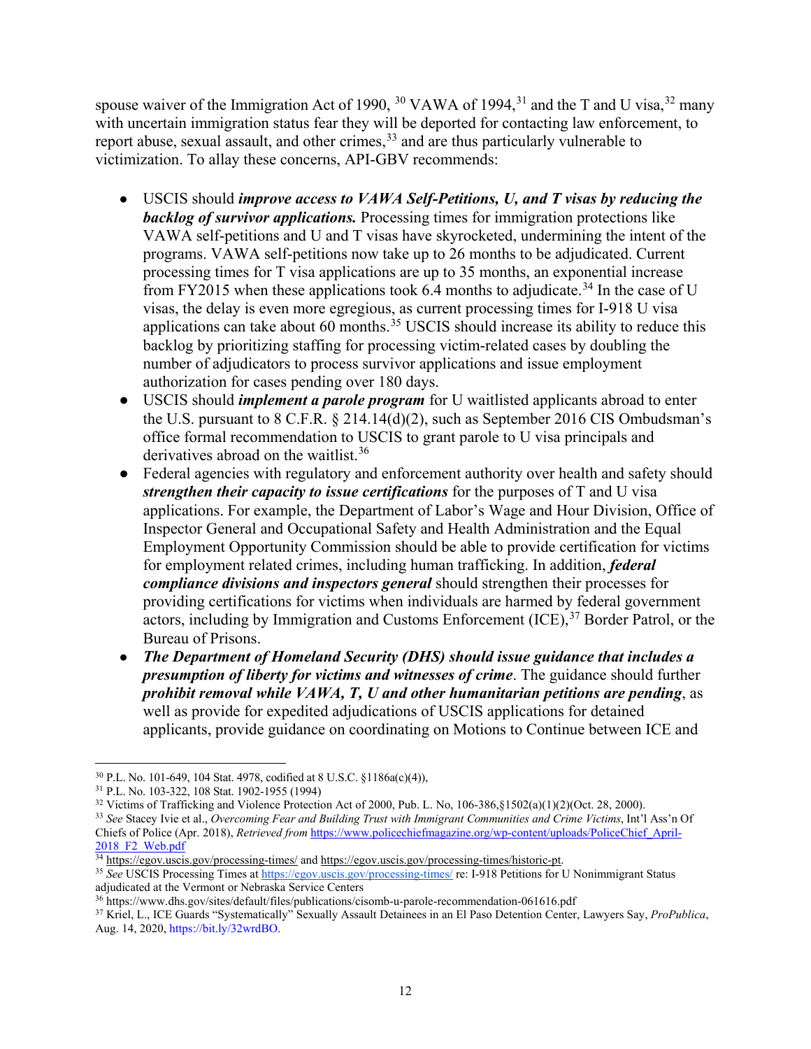spouse waiver of the Immigration Act of 1990, [30] VAWA of 1994,[31] and the T and U visa,[32] many with uncertain immigration status fear they will be deported for contacting law enforcement, to report abuse, sexual assault, and other crimes,[33] and are thus particularly vulnerable to victimization. To allay these concerns, API-GBV recommends:

- USCIS should ***improve access to VAWA Self-Petitions, U, and T visas by reducing the backlog of survivor applications.*** Processing times for immigration protections like VAWA self-petitions and U and T visas have skyrocketed, undermining the intent of the programs. VAWA self-petitions now take up to 26 months to be adjudicated. Current processing times for T visa applications are up to 35 months, an exponential increase from FY2015 when these applications took 6.4 months to adjudicate.[34] In the case of U visas, the delay is even more egregious, as current processing times for I-918 U visa applications can take about 60 months.[35] USCIS should increase its ability to reduce this backlog by prioritizing staffing for processing victim-related cases by doubling the number of adjudicators to process survivor applications and issue employment authorization for cases pending over 180 days.
- USCIS should ***implement a parole program*** for U waitlisted applicants abroad to enter the U.S. pursuant to 8 C.F.R. § 214.14(d)(2), such as September 2016 CIS Ombudsman's office formal recommendation to USCIS to grant parole to U visa principals and derivatives abroad on the waitlist.[36]
- Federal agencies with regulatory and enforcement authority over health and safety should ***strengthen their capacity to issue certifications*** for the purposes of T and U visa applications. For example, the Department of Labor's Wage and Hour Division, Office of Inspector General and Occupational Safety and Health Administration and the Equal Employment Opportunity Commission should be able to provide certification for victims for employment related crimes, including human trafficking. In addition, ***federal compliance divisions and inspectors general*** should strengthen their processes for providing certifications for victims when individuals are harmed by federal government actors, including by Immigration and Customs Enforcement (ICE),[37] Border Patrol, or the Bureau of Prisons.
- ***The Department of Homeland Security (DHS) should issue guidance that includes a presumption of liberty for victims and witnesses of crime***. The guidance should further ***prohibit removal while VAWA, T, U and other humanitarian petitions are pending***, as well as provide for expedited adjudications of USCIS applications for detained applicants, provide guidance on coordinating on Motions to Continue between ICE and

---

[30] P.L. No. 101-649, 104 Stat. 4978, codified at 8 U.S.C. §1186a(c)(4)),

[31] P.L. No. 103-322, 108 Stat. 1902-1955 (1994)

[32] Victims of Trafficking and Violence Protection Act of 2000, Pub. L. No, 106-386,§1502(a)(1)(2)(Oct. 28, 2000).

[33] *See* Stacey Ivie et al., *Overcoming Fear and Building Trust with Immigrant Communities and Crime Victims*, Int'l Ass'n Of Chiefs of Police (Apr. 2018), *Retrieved from* https://www.policechiefmagazine.org/wp-content/uploads/PoliceChief_April-2018_F2_Web.pdf

[34] https://egov.uscis.gov/processing-times/ and https://egov.uscis.gov/processing-times/historic-pt.

[35] *See* USCIS Processing Times at https://egov.uscis.gov/processing-times/ re: I-918 Petitions for U Nonimmigrant Status adjudicated at the Vermont or Nebraska Service Centers

[36] https://www.dhs.gov/sites/default/files/publications/cisomb-u-parole-recommendation-061616.pdf

[37] Kriel, L., ICE Guards "Systematically" Sexually Assault Detainees in an El Paso Detention Center, Lawyers Say, *ProPublica*, Aug. 14, 2020, https://bit.ly/32wrdBO.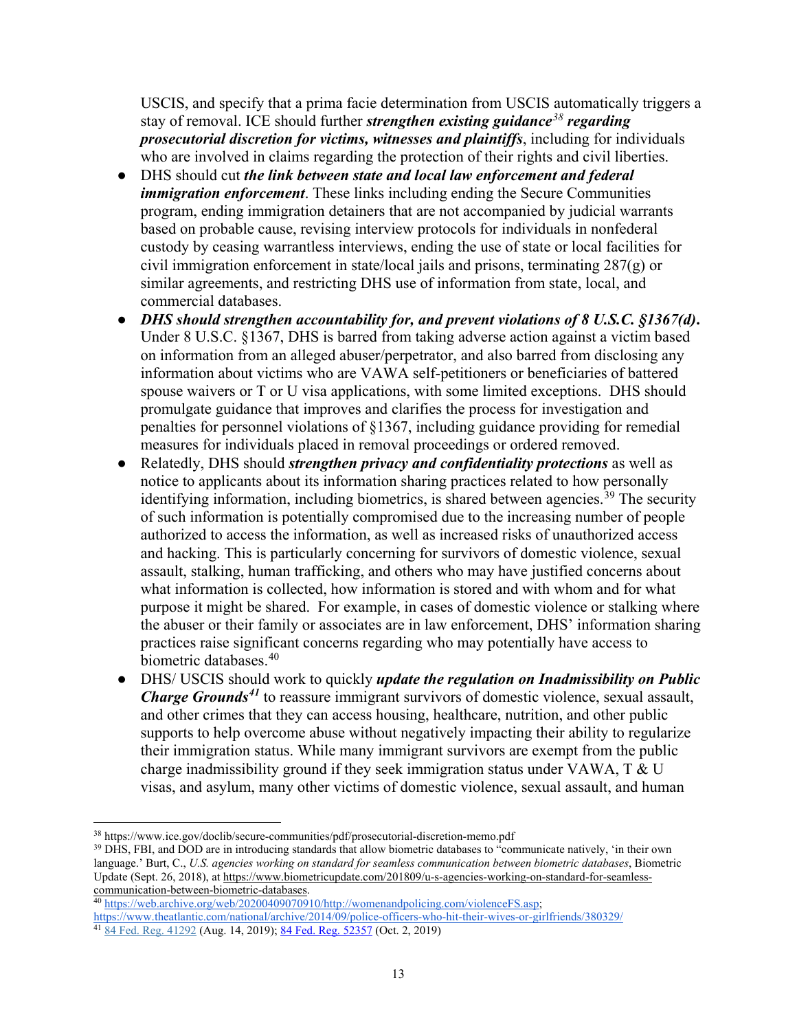USCIS, and specify that a prima facie determination from USCIS automatically triggers a stay of removal. ICE should further ***strengthen existing guidance[38] regarding prosecutorial discretion for victims, witnesses and plaintiffs***, including for individuals who are involved in claims regarding the protection of their rights and civil liberties.

- DHS should cut ***the link between state and local law enforcement and federal immigration enforcement***. These links including ending the Secure Communities program, ending immigration detainers that are not accompanied by judicial warrants based on probable cause, revising interview protocols for individuals in nonfederal custody by ceasing warrantless interviews, ending the use of state or local facilities for civil immigration enforcement in state/local jails and prisons, terminating 287(g) or similar agreements, and restricting DHS use of information from state, local, and commercial databases.
- ***DHS should strengthen accountability for, and prevent violations of 8 U.S.C. §1367(d).*** Under 8 U.S.C. §1367, DHS is barred from taking adverse action against a victim based on information from an alleged abuser/perpetrator, and also barred from disclosing any information about victims who are VAWA self-petitioners or beneficiaries of battered spouse waivers or T or U visa applications, with some limited exceptions. DHS should promulgate guidance that improves and clarifies the process for investigation and penalties for personnel violations of §1367, including guidance providing for remedial measures for individuals placed in removal proceedings or ordered removed.
- Relatedly, DHS should ***strengthen privacy and confidentiality protections*** as well as notice to applicants about its information sharing practices related to how personally identifying information, including biometrics, is shared between agencies.[39] The security of such information is potentially compromised due to the increasing number of people authorized to access the information, as well as increased risks of unauthorized access and hacking. This is particularly concerning for survivors of domestic violence, sexual assault, stalking, human trafficking, and others who may have justified concerns about what information is collected, how information is stored and with whom and for what purpose it might be shared. For example, in cases of domestic violence or stalking where the abuser or their family or associates are in law enforcement, DHS' information sharing practices raise significant concerns regarding who may potentially have access to biometric databases.[40]
- DHS/ USCIS should work to quickly ***update the regulation on Inadmissibility on Public Charge Grounds[41]*** to reassure immigrant survivors of domestic violence, sexual assault, and other crimes that they can access housing, healthcare, nutrition, and other public supports to help overcome abuse without negatively impacting their ability to regularize their immigration status. While many immigrant survivors are exempt from the public charge inadmissibility ground if they seek immigration status under VAWA, T & U visas, and asylum, many other victims of domestic violence, sexual assault, and human

---

[38] https://www.ice.gov/doclib/secure-communities/pdf/prosecutorial-discretion-memo.pdf

[39] DHS, FBI, and DOD are in introducing standards that allow biometric databases to "communicate natively, 'in their own language.' Burt, C., *U.S. agencies working on standard for seamless communication between biometric databases*, Biometric Update (Sept. 26, 2018), at https://www.biometricupdate.com/201809/u-s-agencies-working-on-standard-for-seamless-communication-between-biometric-databases.

[40] https://web.archive.org/web/20200409070910/http://womenandpolicing.com/violenceFS.asp; https://www.theatlantic.com/national/archive/2014/09/police-officers-who-hit-their-wives-or-girlfriends/380329/

[41] 84 Fed. Reg. 41292 (Aug. 14, 2019); 84 Fed. Reg. 52357 (Oct. 2, 2019)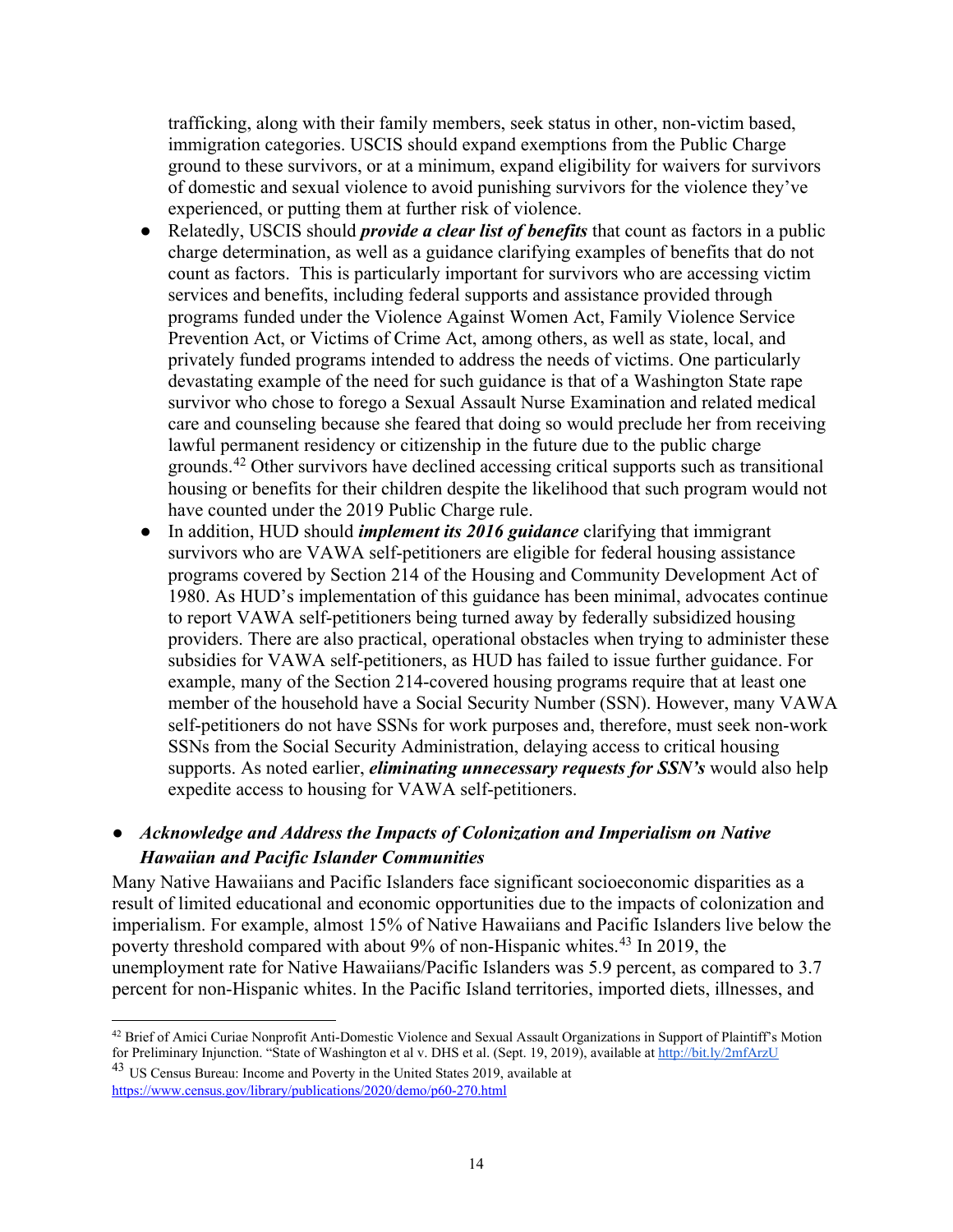trafficking, along with their family members, seek status in other, non-victim based, immigration categories. USCIS should expand exemptions from the Public Charge ground to these survivors, or at a minimum, expand eligibility for waivers for survivors of domestic and sexual violence to avoid punishing survivors for the violence they've experienced, or putting them at further risk of violence.

- Relatedly, USCIS should ***provide a clear list of benefits*** that count as factors in a public charge determination, as well as a guidance clarifying examples of benefits that do not count as factors. This is particularly important for survivors who are accessing victim services and benefits, including federal supports and assistance provided through programs funded under the Violence Against Women Act, Family Violence Service Prevention Act, or Victims of Crime Act, among others, as well as state, local, and privately funded programs intended to address the needs of victims. One particularly devastating example of the need for such guidance is that of a Washington State rape survivor who chose to forego a Sexual Assault Nurse Examination and related medical care and counseling because she feared that doing so would preclude her from receiving lawful permanent residency or citizenship in the future due to the public charge grounds.[42] Other survivors have declined accessing critical supports such as transitional housing or benefits for their children despite the likelihood that such program would not have counted under the 2019 Public Charge rule.
- In addition, HUD should ***implement its 2016 guidance*** clarifying that immigrant survivors who are VAWA self-petitioners are eligible for federal housing assistance programs covered by Section 214 of the Housing and Community Development Act of 1980. As HUD's implementation of this guidance has been minimal, advocates continue to report VAWA self-petitioners being turned away by federally subsidized housing providers. There are also practical, operational obstacles when trying to administer these subsidies for VAWA self-petitioners, as HUD has failed to issue further guidance. For example, many of the Section 214-covered housing programs require that at least one member of the household have a Social Security Number (SSN). However, many VAWA self-petitioners do not have SSNs for work purposes and, therefore, must seek non-work SSNs from the Social Security Administration, delaying access to critical housing supports. As noted earlier, ***eliminating unnecessary requests for SSN's*** would also help expedite access to housing for VAWA self-petitioners.

- ***Acknowledge and Address the Impacts of Colonization and Imperialism on Native Hawaiian and Pacific Islander Communities***

Many Native Hawaiians and Pacific Islanders face significant socioeconomic disparities as a result of limited educational and economic opportunities due to the impacts of colonization and imperialism. For example, almost 15% of Native Hawaiians and Pacific Islanders live below the poverty threshold compared with about 9% of non-Hispanic whites.[43] In 2019, the unemployment rate for Native Hawaiians/Pacific Islanders was 5.9 percent, as compared to 3.7 percent for non-Hispanic whites. In the Pacific Island territories, imported diets, illnesses, and

---

[42] Brief of Amici Curiae Nonprofit Anti-Domestic Violence and Sexual Assault Organizations in Support of Plaintiff's Motion for Preliminary Injunction. "State of Washington et al v. DHS et al. (Sept. 19, 2019), available at http://bit.ly/2mfArzU

[43] US Census Bureau: Income and Poverty in the United States 2019, available at https://www.census.gov/library/publications/2020/demo/p60-270.html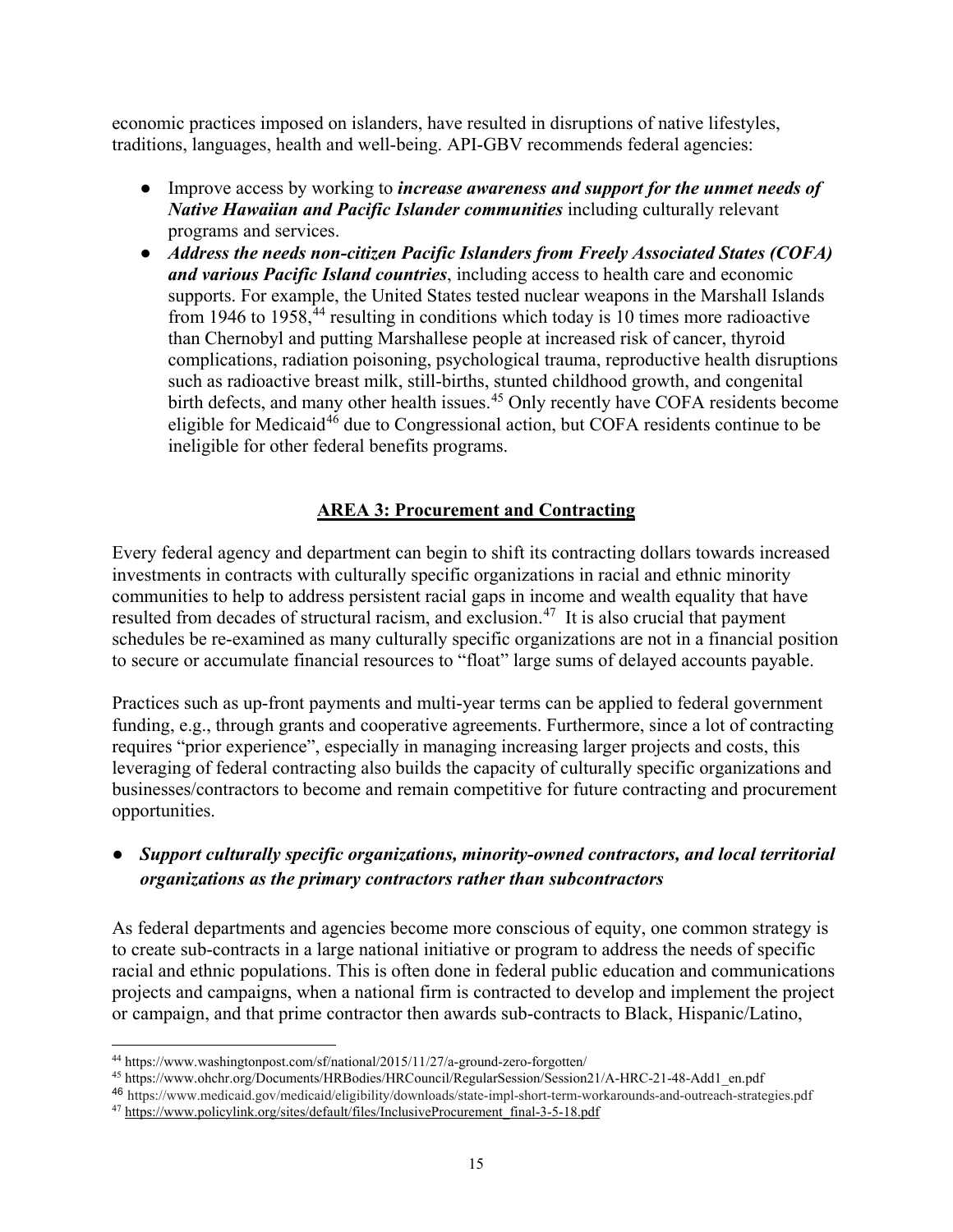economic practices imposed on islanders, have resulted in disruptions of native lifestyles, traditions, languages, health and well-being. API-GBV recommends federal agencies:

- Improve access by working to ***increase awareness and support for the unmet needs of Native Hawaiian and Pacific Islander communities*** including culturally relevant programs and services.
- ***Address the needs non-citizen Pacific Islanders from Freely Associated States (COFA) and various Pacific Island countries***, including access to health care and economic supports. For example, the United States tested nuclear weapons in the Marshall Islands from 1946 to 1958,[44] resulting in conditions which today is 10 times more radioactive than Chernobyl and putting Marshallese people at increased risk of cancer, thyroid complications, radiation poisoning, psychological trauma, reproductive health disruptions such as radioactive breast milk, still-births, stunted childhood growth, and congenital birth defects, and many other health issues.[45] Only recently have COFA residents become eligible for Medicaid[46] due to Congressional action, but COFA residents continue to be ineligible for other federal benefits programs.

## AREA 3: Procurement and Contracting

Every federal agency and department can begin to shift its contracting dollars towards increased investments in contracts with culturally specific organizations in racial and ethnic minority communities to help to address persistent racial gaps in income and wealth equality that have resulted from decades of structural racism, and exclusion.[47] It is also crucial that payment schedules be re-examined as many culturally specific organizations are not in a financial position to secure or accumulate financial resources to "float" large sums of delayed accounts payable.

Practices such as up-front payments and multi-year terms can be applied to federal government funding, e.g., through grants and cooperative agreements. Furthermore, since a lot of contracting requires "prior experience", especially in managing increasing larger projects and costs, this leveraging of federal contracting also builds the capacity of culturally specific organizations and businesses/contractors to become and remain competitive for future contracting and procurement opportunities.

- ***Support culturally specific organizations, minority-owned contractors, and local territorial organizations as the primary contractors rather than subcontractors***

As federal departments and agencies become more conscious of equity, one common strategy is to create sub-contracts in a large national initiative or program to address the needs of specific racial and ethnic populations. This is often done in federal public education and communications projects and campaigns, when a national firm is contracted to develop and implement the project or campaign, and that prime contractor then awards sub-contracts to Black, Hispanic/Latino,

[44] https://www.washingtonpost.com/sf/national/2015/11/27/a-ground-zero-forgotten/

[45] https://www.ohchr.org/Documents/HRBodies/HRCouncil/RegularSession/Session21/A-HRC-21-48-Add1_en.pdf

[46] https://www.medicaid.gov/medicaid/eligibility/downloads/state-impl-short-term-workarounds-and-outreach-strategies.pdf

[47] https://www.policylink.org/sites/default/files/InclusiveProcurement_final-3-5-18.pdf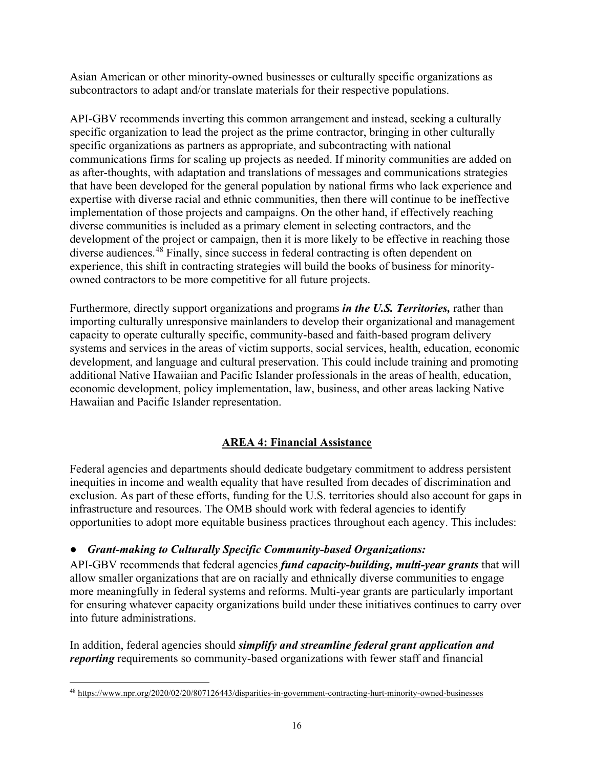Asian American or other minority-owned businesses or culturally specific organizations as subcontractors to adapt and/or translate materials for their respective populations.

API-GBV recommends inverting this common arrangement and instead, seeking a culturally specific organization to lead the project as the prime contractor, bringing in other culturally specific organizations as partners as appropriate, and subcontracting with national communications firms for scaling up projects as needed. If minority communities are added on as after-thoughts, with adaptation and translations of messages and communications strategies that have been developed for the general population by national firms who lack experience and expertise with diverse racial and ethnic communities, then there will continue to be ineffective implementation of those projects and campaigns. On the other hand, if effectively reaching diverse communities is included as a primary element in selecting contractors, and the development of the project or campaign, then it is more likely to be effective in reaching those diverse audiences.[48] Finally, since success in federal contracting is often dependent on experience, this shift in contracting strategies will build the books of business for minority-owned contractors to be more competitive for all future projects.

Furthermore, directly support organizations and programs ***in the U.S. Territories,*** rather than importing culturally unresponsive mainlanders to develop their organizational and management capacity to operate culturally specific, community-based and faith-based program delivery systems and services in the areas of victim supports, social services, health, education, economic development, and language and cultural preservation. This could include training and promoting additional Native Hawaiian and Pacific Islander professionals in the areas of health, education, economic development, policy implementation, law, business, and other areas lacking Native Hawaiian and Pacific Islander representation.

## AREA 4: Financial Assistance

Federal agencies and departments should dedicate budgetary commitment to address persistent inequities in income and wealth equality that have resulted from decades of discrimination and exclusion. As part of these efforts, funding for the U.S. territories should also account for gaps in infrastructure and resources. The OMB should work with federal agencies to identify opportunities to adopt more equitable business practices throughout each agency. This includes:

- ***Grant-making to Culturally Specific Community-based Organizations:***

API-GBV recommends that federal agencies ***fund capacity-building, multi-year grants*** that will allow smaller organizations that are on racially and ethnically diverse communities to engage more meaningfully in federal systems and reforms. Multi-year grants are particularly important for ensuring whatever capacity organizations build under these initiatives continues to carry over into future administrations.

In addition, federal agencies should ***simplify and streamline federal grant application and reporting*** requirements so community-based organizations with fewer staff and financial

[48] https://www.npr.org/2020/02/20/807126443/disparities-in-government-contracting-hurt-minority-owned-businesses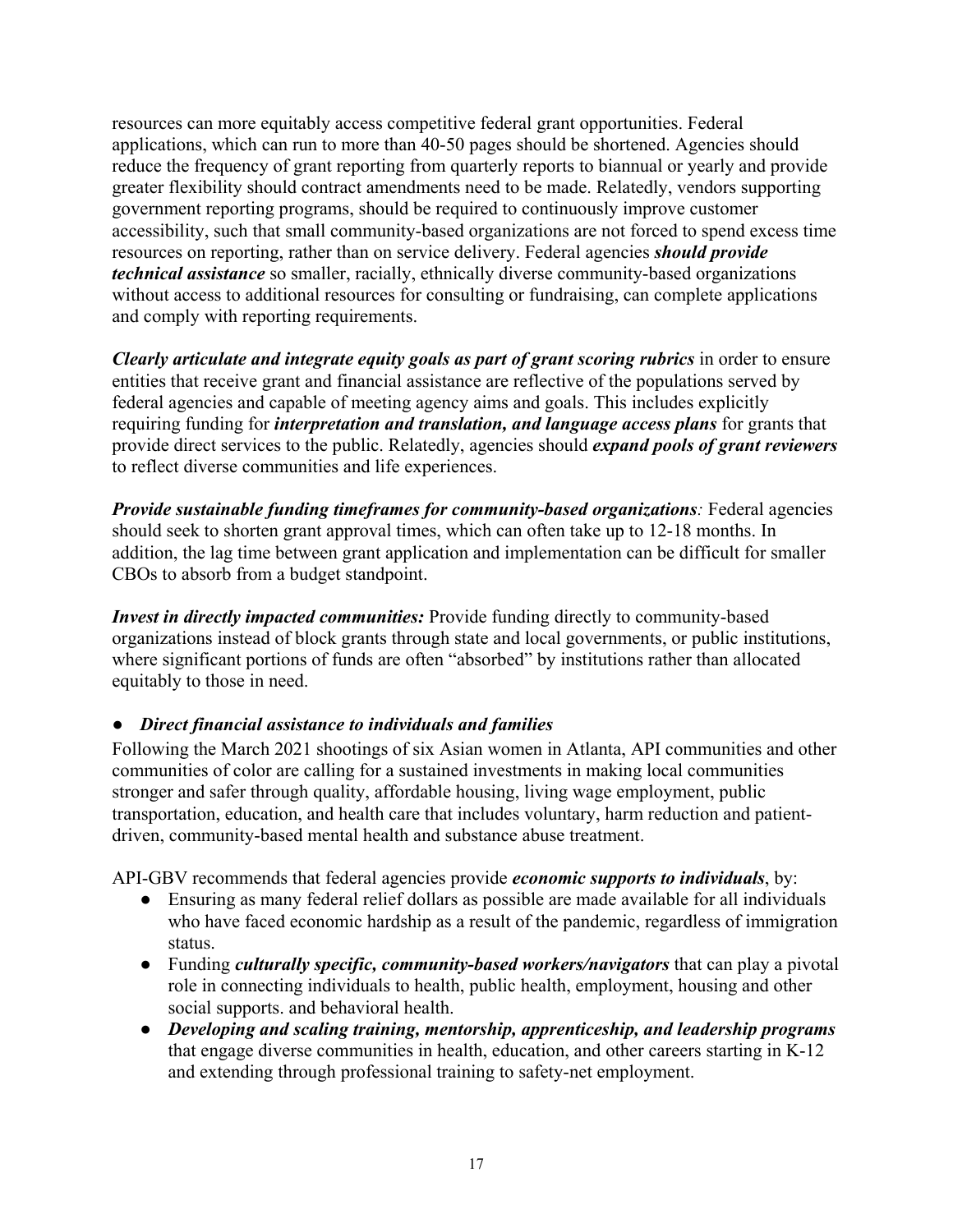resources can more equitably access competitive federal grant opportunities. Federal applications, which can run to more than 40-50 pages should be shortened. Agencies should reduce the frequency of grant reporting from quarterly reports to biannual or yearly and provide greater flexibility should contract amendments need to be made. Relatedly, vendors supporting government reporting programs, should be required to continuously improve customer accessibility, such that small community-based organizations are not forced to spend excess time resources on reporting, rather than on service delivery. Federal agencies ***should provide technical assistance*** so smaller, racially, ethnically diverse community-based organizations without access to additional resources for consulting or fundraising, can complete applications and comply with reporting requirements.

***Clearly articulate and integrate equity goals as part of grant scoring rubrics*** in order to ensure entities that receive grant and financial assistance are reflective of the populations served by federal agencies and capable of meeting agency aims and goals. This includes explicitly requiring funding for ***interpretation and translation, and language access plans*** for grants that provide direct services to the public. Relatedly, agencies should ***expand pools of grant reviewers*** to reflect diverse communities and life experiences.

***Provide sustainable funding timeframes for community-based organizations:*** Federal agencies should seek to shorten grant approval times, which can often take up to 12-18 months. In addition, the lag time between grant application and implementation can be difficult for smaller CBOs to absorb from a budget standpoint.

***Invest in directly impacted communities:*** Provide funding directly to community-based organizations instead of block grants through state and local governments, or public institutions, where significant portions of funds are often "absorbed" by institutions rather than allocated equitably to those in need.

- ***Direct financial assistance to individuals and families***

Following the March 2021 shootings of six Asian women in Atlanta, API communities and other communities of color are calling for a sustained investments in making local communities stronger and safer through quality, affordable housing, living wage employment, public transportation, education, and health care that includes voluntary, harm reduction and patient-driven, community-based mental health and substance abuse treatment.

API-GBV recommends that federal agencies provide ***economic supports to individuals***, by:

- Ensuring as many federal relief dollars as possible are made available for all individuals who have faced economic hardship as a result of the pandemic, regardless of immigration status.
- Funding ***culturally specific, community-based workers/navigators*** that can play a pivotal role in connecting individuals to health, public health, employment, housing and other social supports. and behavioral health.
- ***Developing and scaling training, mentorship, apprenticeship, and leadership programs*** that engage diverse communities in health, education, and other careers starting in K-12 and extending through professional training to safety-net employment.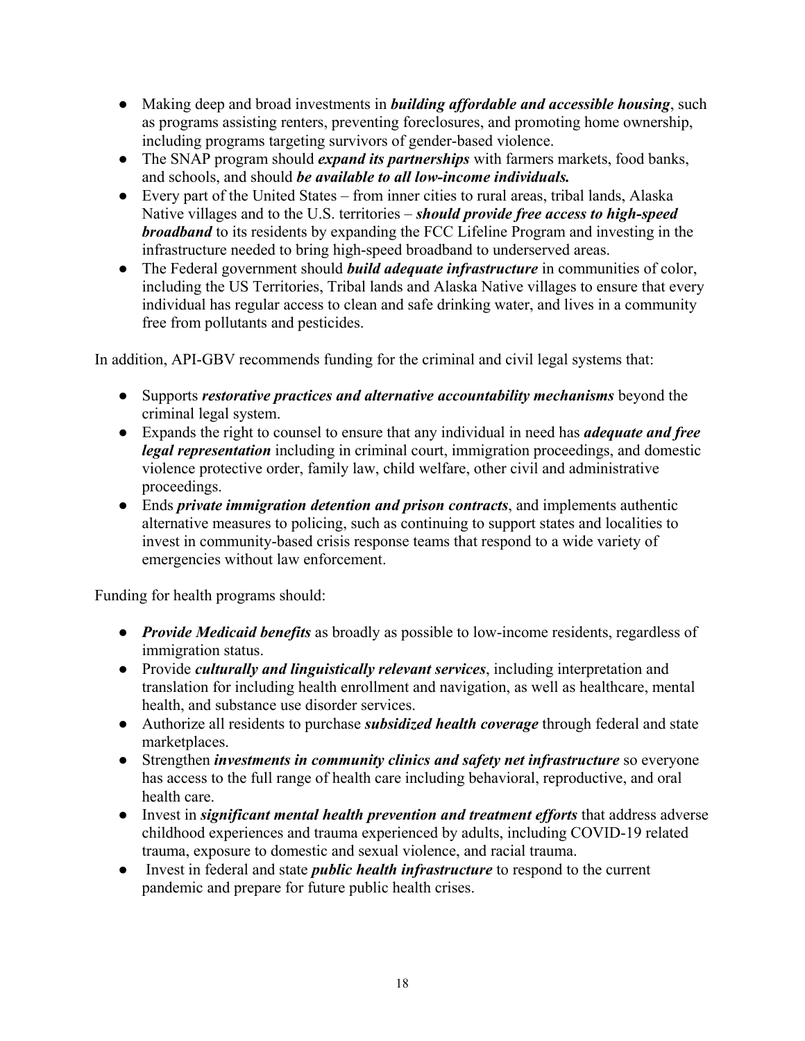- Making deep and broad investments in ***building affordable and accessible housing***, such as programs assisting renters, preventing foreclosures, and promoting home ownership, including programs targeting survivors of gender-based violence.
- The SNAP program should ***expand its partnerships*** with farmers markets, food banks, and schools, and should ***be available to all low-income individuals.***
- Every part of the United States – from inner cities to rural areas, tribal lands, Alaska Native villages and to the U.S. territories – ***should provide free access to high-speed broadband*** to its residents by expanding the FCC Lifeline Program and investing in the infrastructure needed to bring high-speed broadband to underserved areas.
- The Federal government should ***build adequate infrastructure*** in communities of color, including the US Territories, Tribal lands and Alaska Native villages to ensure that every individual has regular access to clean and safe drinking water, and lives in a community free from pollutants and pesticides.

In addition, API-GBV recommends funding for the criminal and civil legal systems that:

- Supports ***restorative practices and alternative accountability mechanisms*** beyond the criminal legal system.
- Expands the right to counsel to ensure that any individual in need has ***adequate and free legal representation*** including in criminal court, immigration proceedings, and domestic violence protective order, family law, child welfare, other civil and administrative proceedings.
- Ends ***private immigration detention and prison contracts***, and implements authentic alternative measures to policing, such as continuing to support states and localities to invest in community-based crisis response teams that respond to a wide variety of emergencies without law enforcement.

Funding for health programs should:

- ***Provide Medicaid benefits*** as broadly as possible to low-income residents, regardless of immigration status.
- Provide ***culturally and linguistically relevant services***, including interpretation and translation for including health enrollment and navigation, as well as healthcare, mental health, and substance use disorder services.
- Authorize all residents to purchase ***subsidized health coverage*** through federal and state marketplaces.
- Strengthen ***investments in community clinics and safety net infrastructure*** so everyone has access to the full range of health care including behavioral, reproductive, and oral health care.
- Invest in ***significant mental health prevention and treatment efforts*** that address adverse childhood experiences and trauma experienced by adults, including COVID-19 related trauma, exposure to domestic and sexual violence, and racial trauma.
- Invest in federal and state ***public health infrastructure*** to respond to the current pandemic and prepare for future public health crises.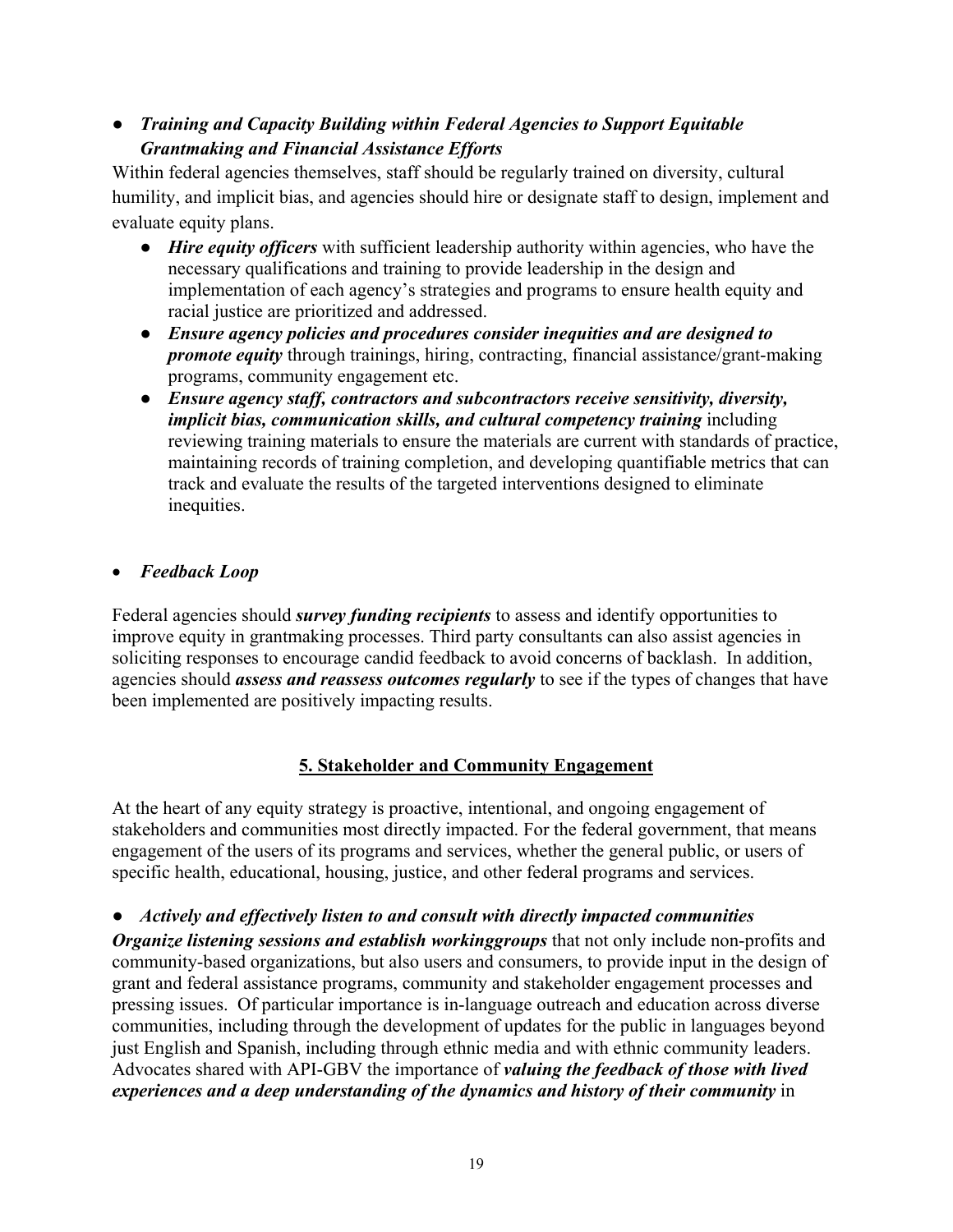- ***Training and Capacity Building within Federal Agencies to Support Equitable Grantmaking and Financial Assistance Efforts***

Within federal agencies themselves, staff should be regularly trained on diversity, cultural humility, and implicit bias, and agencies should hire or designate staff to design, implement and evaluate equity plans.

- ***Hire equity officers*** with sufficient leadership authority within agencies, who have the necessary qualifications and training to provide leadership in the design and implementation of each agency's strategies and programs to ensure health equity and racial justice are prioritized and addressed.
- ***Ensure agency policies and procedures consider inequities and are designed to promote equity*** through trainings, hiring, contracting, financial assistance/grant-making programs, community engagement etc.
- ***Ensure agency staff, contractors and subcontractors receive sensitivity, diversity, implicit bias, communication skills, and cultural competency training*** including reviewing training materials to ensure the materials are current with standards of practice, maintaining records of training completion, and developing quantifiable metrics that can track and evaluate the results of the targeted interventions designed to eliminate inequities.

- ***Feedback Loop***

Federal agencies should ***survey funding recipients*** to assess and identify opportunities to improve equity in grantmaking processes. Third party consultants can also assist agencies in soliciting responses to encourage candid feedback to avoid concerns of backlash. In addition, agencies should ***assess and reassess outcomes regularly*** to see if the types of changes that have been implemented are positively impacting results.

## 5. Stakeholder and Community Engagement

At the heart of any equity strategy is proactive, intentional, and ongoing engagement of stakeholders and communities most directly impacted. For the federal government, that means engagement of the users of its programs and services, whether the general public, or users of specific health, educational, housing, justice, and other federal programs and services.

- ***Actively and effectively listen to and consult with directly impacted communities***

***Organize listening sessions and establish workinggroups*** that not only include non-profits and community-based organizations, but also users and consumers, to provide input in the design of grant and federal assistance programs, community and stakeholder engagement processes and pressing issues. Of particular importance is in-language outreach and education across diverse communities, including through the development of updates for the public in languages beyond just English and Spanish, including through ethnic media and with ethnic community leaders. Advocates shared with API-GBV the importance of ***valuing the feedback of those with lived experiences and a deep understanding of the dynamics and history of their community*** in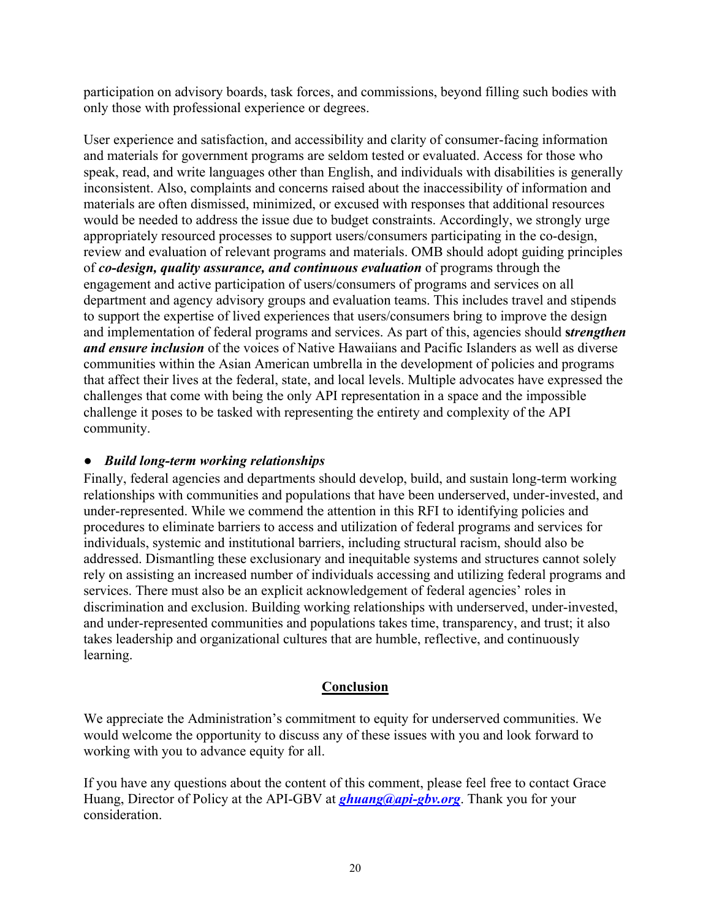participation on advisory boards, task forces, and commissions, beyond filling such bodies with only those with professional experience or degrees.

User experience and satisfaction, and accessibility and clarity of consumer-facing information and materials for government programs are seldom tested or evaluated. Access for those who speak, read, and write languages other than English, and individuals with disabilities is generally inconsistent. Also, complaints and concerns raised about the inaccessibility of information and materials are often dismissed, minimized, or excused with responses that additional resources would be needed to address the issue due to budget constraints. Accordingly, we strongly urge appropriately resourced processes to support users/consumers participating in the co-design, review and evaluation of relevant programs and materials. OMB should adopt guiding principles of ***co-design, quality assurance, and continuous evaluation*** of programs through the engagement and active participation of users/consumers of programs and services on all department and agency advisory groups and evaluation teams. This includes travel and stipends to support the expertise of lived experiences that users/consumers bring to improve the design and implementation of federal programs and services. As part of this, agencies should **s*trengthen and ensure inclusion*** of the voices of Native Hawaiians and Pacific Islanders as well as diverse communities within the Asian American umbrella in the development of policies and programs that affect their lives at the federal, state, and local levels. Multiple advocates have expressed the challenges that come with being the only API representation in a space and the impossible challenge it poses to be tasked with representing the entirety and complexity of the API community.

- ***Build long-term working relationships***

Finally, federal agencies and departments should develop, build, and sustain long-term working relationships with communities and populations that have been underserved, under-invested, and under-represented. While we commend the attention in this RFI to identifying policies and procedures to eliminate barriers to access and utilization of federal programs and services for individuals, systemic and institutional barriers, including structural racism, should also be addressed. Dismantling these exclusionary and inequitable systems and structures cannot solely rely on assisting an increased number of individuals accessing and utilizing federal programs and services. There must also be an explicit acknowledgement of federal agencies' roles in discrimination and exclusion. Building working relationships with underserved, under-invested, and under-represented communities and populations takes time, transparency, and trust; it also takes leadership and organizational cultures that are humble, reflective, and continuously learning.

## Conclusion

We appreciate the Administration's commitment to equity for underserved communities. We would welcome the opportunity to discuss any of these issues with you and look forward to working with you to advance equity for all.

If you have any questions about the content of this comment, please feel free to contact Grace Huang, Director of Policy at the API-GBV at ***ghuang@api-gbv.org***. Thank you for your consideration.